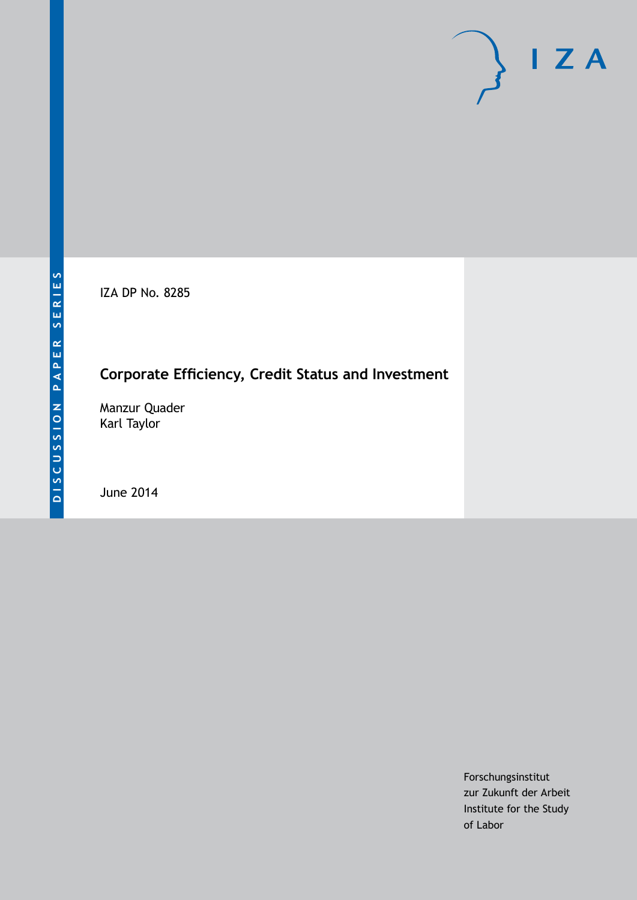DISCUSSION PAPER SERIES

IZA

IZA DP No. 8285

# Corporate Efficiency, Credit Status and Investment

Manzur Quader
Karl Taylor

June 2014

Forschungsinstitut
zur Zukunft der Arbeit
Institute for the Study
of Labor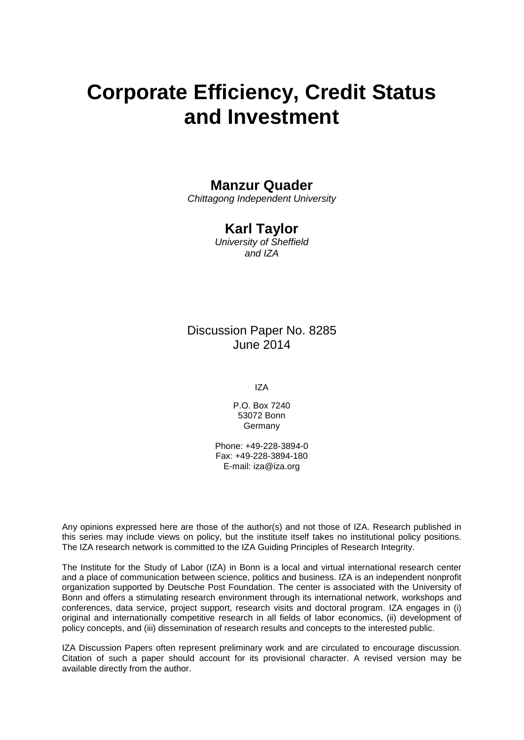# Corporate Efficiency, Credit Status and Investment

**Manzur Quader**
*Chittagong Independent University*

**Karl Taylor**
*University of Sheffield and IZA*

Discussion Paper No. 8285
June 2014

IZA

P.O. Box 7240
53072 Bonn
Germany

Phone: +49-228-3894-0
Fax: +49-228-3894-180
E-mail: iza@iza.org

Any opinions expressed here are those of the author(s) and not those of IZA. Research published in this series may include views on policy, but the institute itself takes no institutional policy positions. The IZA research network is committed to the IZA Guiding Principles of Research Integrity.

The Institute for the Study of Labor (IZA) in Bonn is a local and virtual international research center and a place of communication between science, politics and business. IZA is an independent nonprofit organization supported by Deutsche Post Foundation. The center is associated with the University of Bonn and offers a stimulating research environment through its international network, workshops and conferences, data service, project support, research visits and doctoral program. IZA engages in (i) original and internationally competitive research in all fields of labor economics, (ii) development of policy concepts, and (iii) dissemination of research results and concepts to the interested public.

IZA Discussion Papers often represent preliminary work and are circulated to encourage discussion. Citation of such a paper should account for its provisional character. A revised version may be available directly from the author.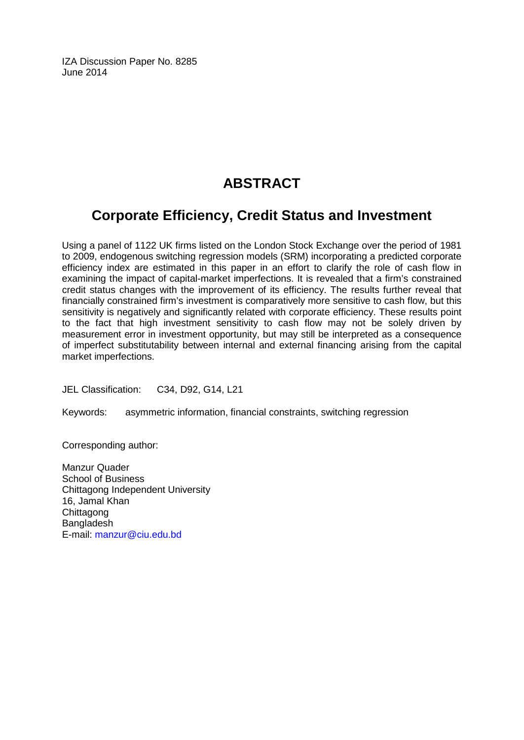IZA Discussion Paper No. 8285
June 2014

# ABSTRACT

## Corporate Efficiency, Credit Status and Investment

Using a panel of 1122 UK firms listed on the London Stock Exchange over the period of 1981 to 2009, endogenous switching regression models (SRM) incorporating a predicted corporate efficiency index are estimated in this paper in an effort to clarify the role of cash flow in examining the impact of capital-market imperfections. It is revealed that a firm's constrained credit status changes with the improvement of its efficiency. The results further reveal that financially constrained firm's investment is comparatively more sensitive to cash flow, but this sensitivity is negatively and significantly related with corporate efficiency. These results point to the fact that high investment sensitivity to cash flow may not be solely driven by measurement error in investment opportunity, but may still be interpreted as a consequence of imperfect substitutability between internal and external financing arising from the capital market imperfections.

JEL Classification: C34, D92, G14, L21

Keywords: asymmetric information, financial constraints, switching regression

Corresponding author:

Manzur Quader
School of Business
Chittagong Independent University
16, Jamal Khan
Chittagong
Bangladesh
E-mail: manzur@ciu.edu.bd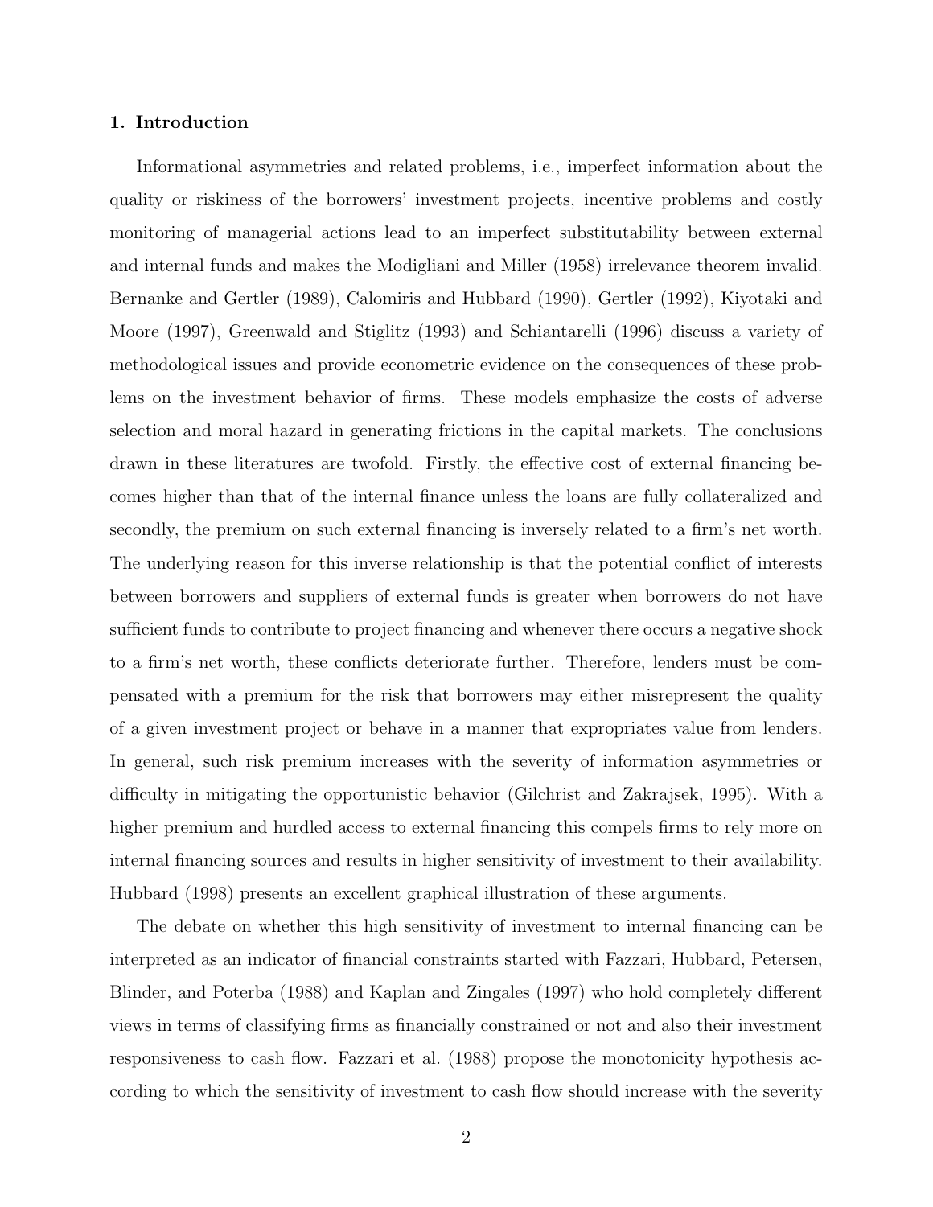## 1. Introduction

Informational asymmetries and related problems, i.e., imperfect information about the quality or riskiness of the borrowers' investment projects, incentive problems and costly monitoring of managerial actions lead to an imperfect substitutability between external and internal funds and makes the Modigliani and Miller (1958) irrelevance theorem invalid. Bernanke and Gertler (1989), Calomiris and Hubbard (1990), Gertler (1992), Kiyotaki and Moore (1997), Greenwald and Stiglitz (1993) and Schiantarelli (1996) discuss a variety of methodological issues and provide econometric evidence on the consequences of these problems on the investment behavior of firms. These models emphasize the costs of adverse selection and moral hazard in generating frictions in the capital markets. The conclusions drawn in these literatures are twofold. Firstly, the effective cost of external financing becomes higher than that of the internal finance unless the loans are fully collateralized and secondly, the premium on such external financing is inversely related to a firm's net worth. The underlying reason for this inverse relationship is that the potential conflict of interests between borrowers and suppliers of external funds is greater when borrowers do not have sufficient funds to contribute to project financing and whenever there occurs a negative shock to a firm's net worth, these conflicts deteriorate further. Therefore, lenders must be compensated with a premium for the risk that borrowers may either misrepresent the quality of a given investment project or behave in a manner that expropriates value from lenders. In general, such risk premium increases with the severity of information asymmetries or difficulty in mitigating the opportunistic behavior (Gilchrist and Zakrajsek, 1995). With a higher premium and hurdled access to external financing this compels firms to rely more on internal financing sources and results in higher sensitivity of investment to their availability. Hubbard (1998) presents an excellent graphical illustration of these arguments.

The debate on whether this high sensitivity of investment to internal financing can be interpreted as an indicator of financial constraints started with Fazzari, Hubbard, Petersen, Blinder, and Poterba (1988) and Kaplan and Zingales (1997) who hold completely different views in terms of classifying firms as financially constrained or not and also their investment responsiveness to cash flow. Fazzari et al. (1988) propose the monotonicity hypothesis according to which the sensitivity of investment to cash flow should increase with the severity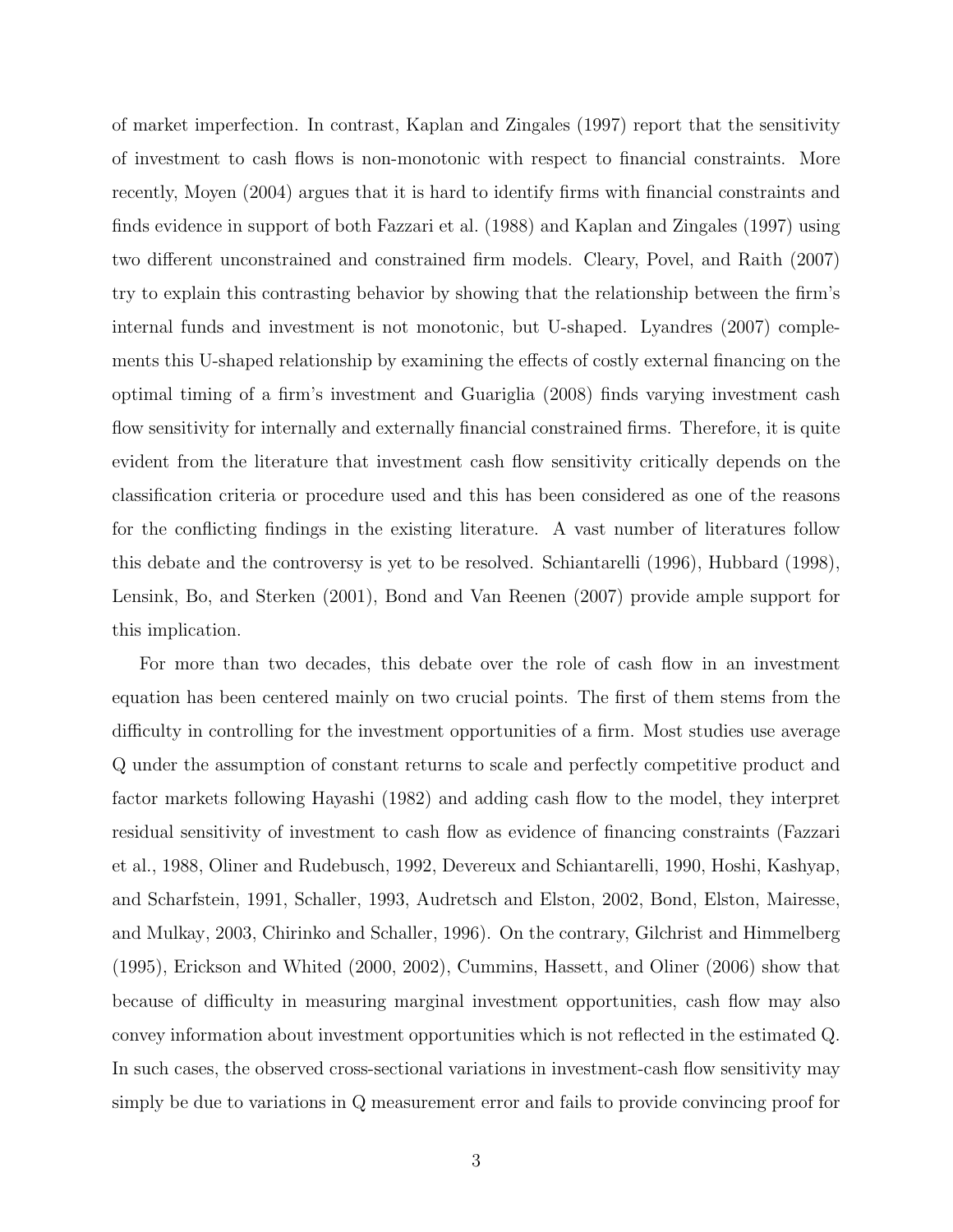of market imperfection. In contrast, Kaplan and Zingales (1997) report that the sensitivity of investment to cash flows is non-monotonic with respect to financial constraints. More recently, Moyen (2004) argues that it is hard to identify firms with financial constraints and finds evidence in support of both Fazzari et al. (1988) and Kaplan and Zingales (1997) using two different unconstrained and constrained firm models. Cleary, Povel, and Raith (2007) try to explain this contrasting behavior by showing that the relationship between the firm's internal funds and investment is not monotonic, but U-shaped. Lyandres (2007) complements this U-shaped relationship by examining the effects of costly external financing on the optimal timing of a firm's investment and Guariglia (2008) finds varying investment cash flow sensitivity for internally and externally financial constrained firms. Therefore, it is quite evident from the literature that investment cash flow sensitivity critically depends on the classification criteria or procedure used and this has been considered as one of the reasons for the conflicting findings in the existing literature. A vast number of literatures follow this debate and the controversy is yet to be resolved. Schiantarelli (1996), Hubbard (1998), Lensink, Bo, and Sterken (2001), Bond and Van Reenen (2007) provide ample support for this implication.

For more than two decades, this debate over the role of cash flow in an investment equation has been centered mainly on two crucial points. The first of them stems from the difficulty in controlling for the investment opportunities of a firm. Most studies use average Q under the assumption of constant returns to scale and perfectly competitive product and factor markets following Hayashi (1982) and adding cash flow to the model, they interpret residual sensitivity of investment to cash flow as evidence of financing constraints (Fazzari et al., 1988, Oliner and Rudebusch, 1992, Devereux and Schiantarelli, 1990, Hoshi, Kashyap, and Scharfstein, 1991, Schaller, 1993, Audretsch and Elston, 2002, Bond, Elston, Mairesse, and Mulkay, 2003, Chirinko and Schaller, 1996). On the contrary, Gilchrist and Himmelberg (1995), Erickson and Whited (2000, 2002), Cummins, Hassett, and Oliner (2006) show that because of difficulty in measuring marginal investment opportunities, cash flow may also convey information about investment opportunities which is not reflected in the estimated Q. In such cases, the observed cross-sectional variations in investment-cash flow sensitivity may simply be due to variations in Q measurement error and fails to provide convincing proof for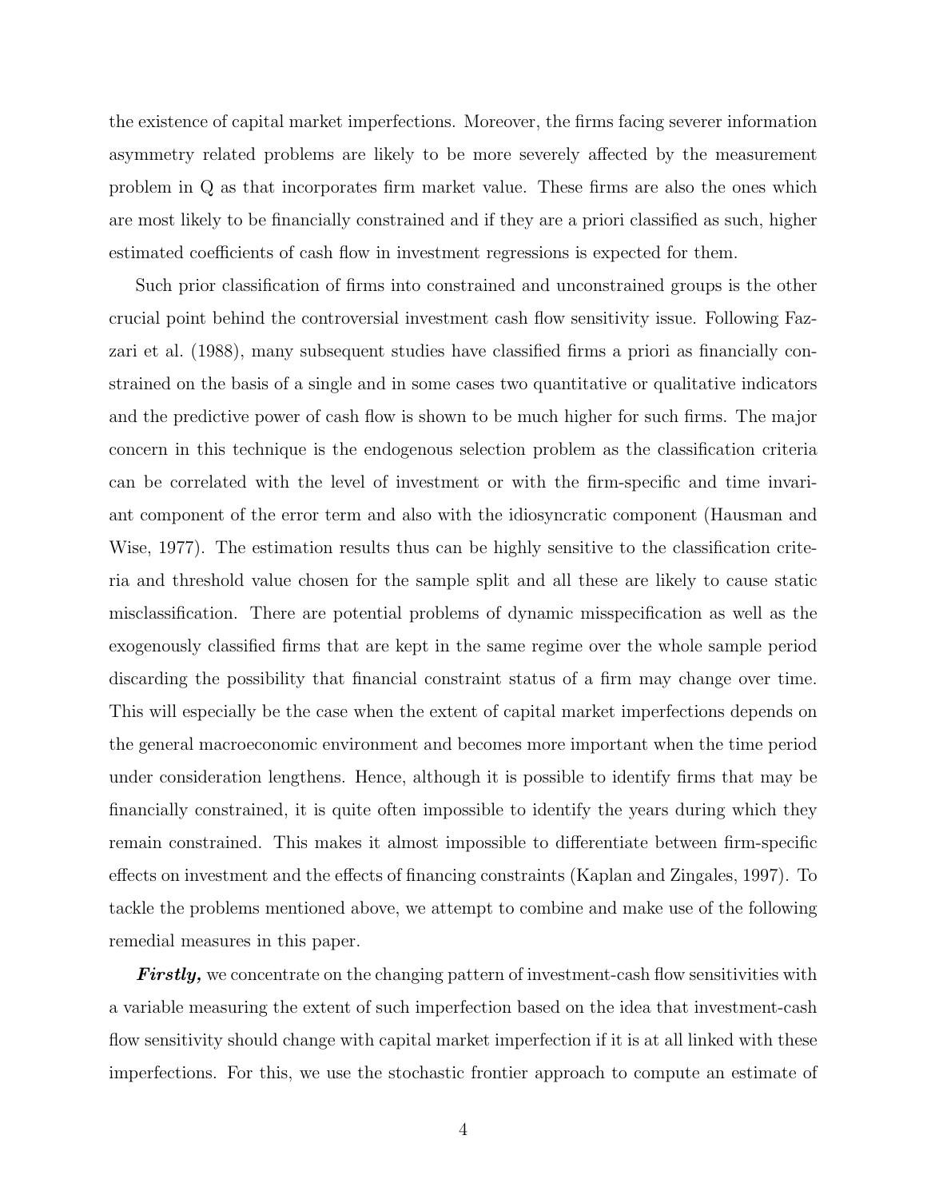the existence of capital market imperfections. Moreover, the firms facing severer information asymmetry related problems are likely to be more severely affected by the measurement problem in Q as that incorporates firm market value. These firms are also the ones which are most likely to be financially constrained and if they are a priori classified as such, higher estimated coefficients of cash flow in investment regressions is expected for them.

Such prior classification of firms into constrained and unconstrained groups is the other crucial point behind the controversial investment cash flow sensitivity issue. Following Fazzari et al. (1988), many subsequent studies have classified firms a priori as financially constrained on the basis of a single and in some cases two quantitative or qualitative indicators and the predictive power of cash flow is shown to be much higher for such firms. The major concern in this technique is the endogenous selection problem as the classification criteria can be correlated with the level of investment or with the firm-specific and time invariant component of the error term and also with the idiosyncratic component (Hausman and Wise, 1977). The estimation results thus can be highly sensitive to the classification criteria and threshold value chosen for the sample split and all these are likely to cause static misclassification. There are potential problems of dynamic misspecification as well as the exogenously classified firms that are kept in the same regime over the whole sample period discarding the possibility that financial constraint status of a firm may change over time. This will especially be the case when the extent of capital market imperfections depends on the general macroeconomic environment and becomes more important when the time period under consideration lengthens. Hence, although it is possible to identify firms that may be financially constrained, it is quite often impossible to identify the years during which they remain constrained. This makes it almost impossible to differentiate between firm-specific effects on investment and the effects of financing constraints (Kaplan and Zingales, 1997). To tackle the problems mentioned above, we attempt to combine and make use of the following remedial measures in this paper.

***Firstly,*** we concentrate on the changing pattern of investment-cash flow sensitivities with a variable measuring the extent of such imperfection based on the idea that investment-cash flow sensitivity should change with capital market imperfection if it is at all linked with these imperfections. For this, we use the stochastic frontier approach to compute an estimate of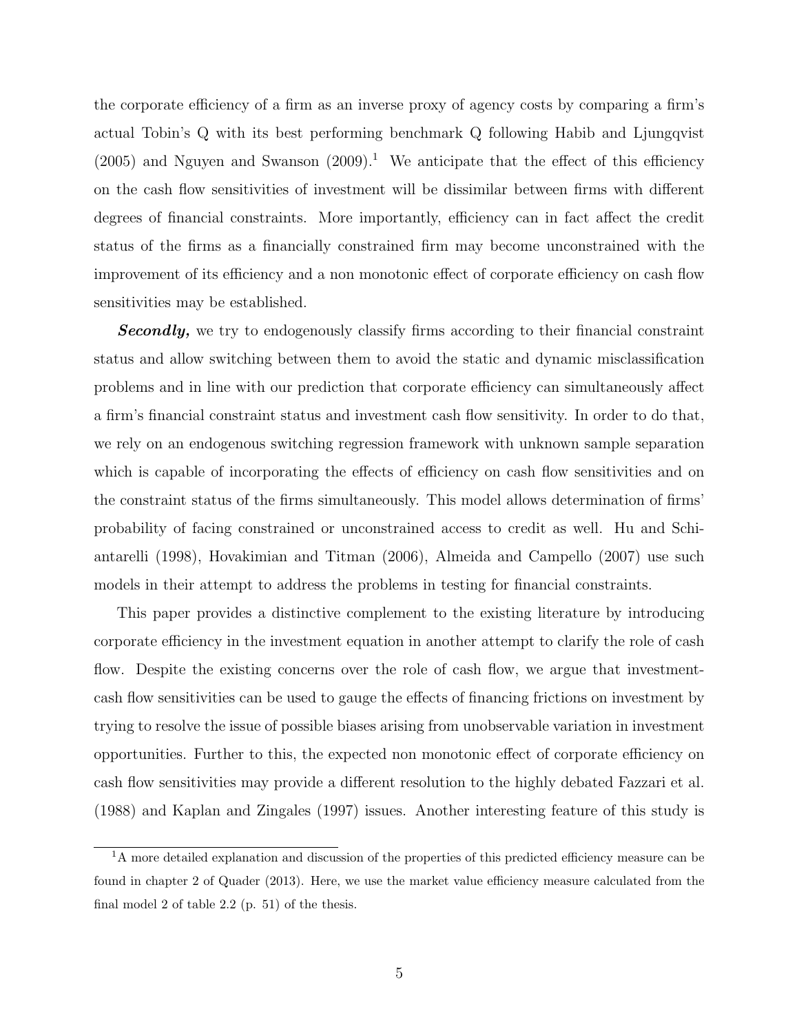the corporate efficiency of a firm as an inverse proxy of agency costs by comparing a firm's actual Tobin's Q with its best performing benchmark Q following Habib and Ljungqvist (2005) and Nguyen and Swanson (2009).[1] We anticipate that the effect of this efficiency on the cash flow sensitivities of investment will be dissimilar between firms with different degrees of financial constraints. More importantly, efficiency can in fact affect the credit status of the firms as a financially constrained firm may become unconstrained with the improvement of its efficiency and a non monotonic effect of corporate efficiency on cash flow sensitivities may be established.

***Secondly,*** we try to endogenously classify firms according to their financial constraint status and allow switching between them to avoid the static and dynamic misclassification problems and in line with our prediction that corporate efficiency can simultaneously affect a firm's financial constraint status and investment cash flow sensitivity. In order to do that, we rely on an endogenous switching regression framework with unknown sample separation which is capable of incorporating the effects of efficiency on cash flow sensitivities and on the constraint status of the firms simultaneously. This model allows determination of firms' probability of facing constrained or unconstrained access to credit as well. Hu and Schiantarelli (1998), Hovakimian and Titman (2006), Almeida and Campello (2007) use such models in their attempt to address the problems in testing for financial constraints.

This paper provides a distinctive complement to the existing literature by introducing corporate efficiency in the investment equation in another attempt to clarify the role of cash flow. Despite the existing concerns over the role of cash flow, we argue that investment-cash flow sensitivities can be used to gauge the effects of financing frictions on investment by trying to resolve the issue of possible biases arising from unobservable variation in investment opportunities. Further to this, the expected non monotonic effect of corporate efficiency on cash flow sensitivities may provide a different resolution to the highly debated Fazzari et al. (1988) and Kaplan and Zingales (1997) issues. Another interesting feature of this study is

[1] A more detailed explanation and discussion of the properties of this predicted efficiency measure can be found in chapter 2 of Quader (2013). Here, we use the market value efficiency measure calculated from the final model 2 of table 2.2 (p. 51) of the thesis.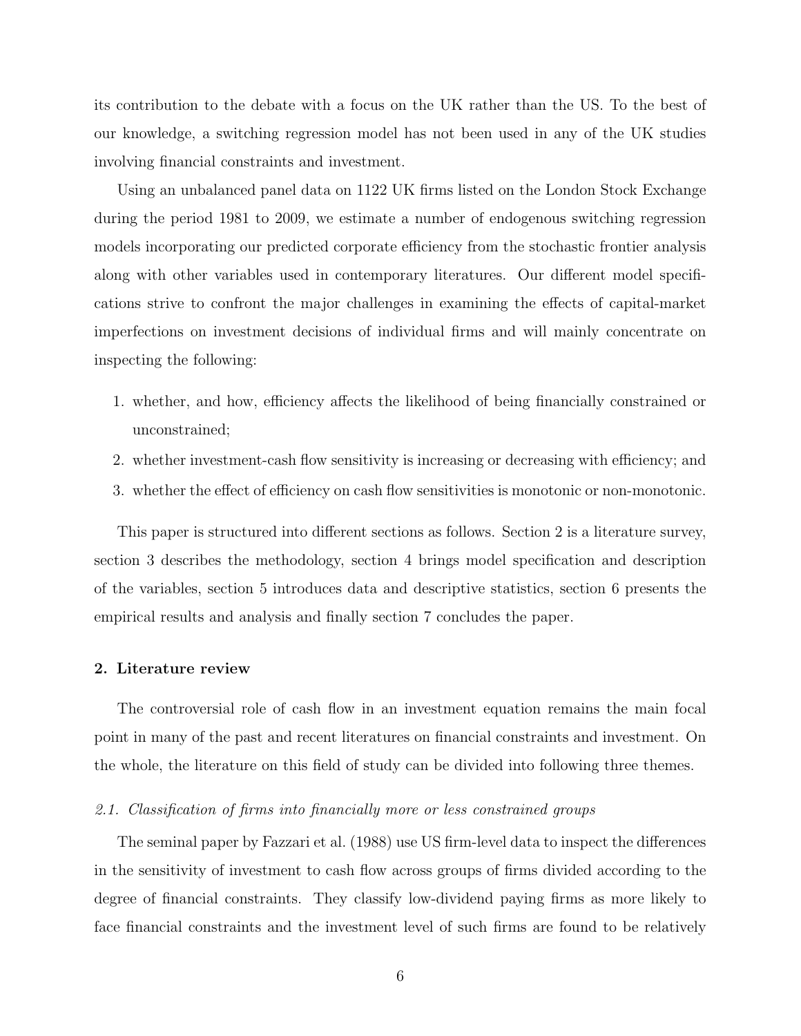its contribution to the debate with a focus on the UK rather than the US. To the best of our knowledge, a switching regression model has not been used in any of the UK studies involving financial constraints and investment.

Using an unbalanced panel data on 1122 UK firms listed on the London Stock Exchange during the period 1981 to 2009, we estimate a number of endogenous switching regression models incorporating our predicted corporate efficiency from the stochastic frontier analysis along with other variables used in contemporary literatures. Our different model specifications strive to confront the major challenges in examining the effects of capital-market imperfections on investment decisions of individual firms and will mainly concentrate on inspecting the following:

1. whether, and how, efficiency affects the likelihood of being financially constrained or unconstrained;
2. whether investment-cash flow sensitivity is increasing or decreasing with efficiency; and
3. whether the effect of efficiency on cash flow sensitivities is monotonic or non-monotonic.

This paper is structured into different sections as follows. Section 2 is a literature survey, section 3 describes the methodology, section 4 brings model specification and description of the variables, section 5 introduces data and descriptive statistics, section 6 presents the empirical results and analysis and finally section 7 concludes the paper.

## 2. Literature review

The controversial role of cash flow in an investment equation remains the main focal point in many of the past and recent literatures on financial constraints and investment. On the whole, the literature on this field of study can be divided into following three themes.

### *2.1. Classification of firms into financially more or less constrained groups*

The seminal paper by Fazzari et al. (1988) use US firm-level data to inspect the differences in the sensitivity of investment to cash flow across groups of firms divided according to the degree of financial constraints. They classify low-dividend paying firms as more likely to face financial constraints and the investment level of such firms are found to be relatively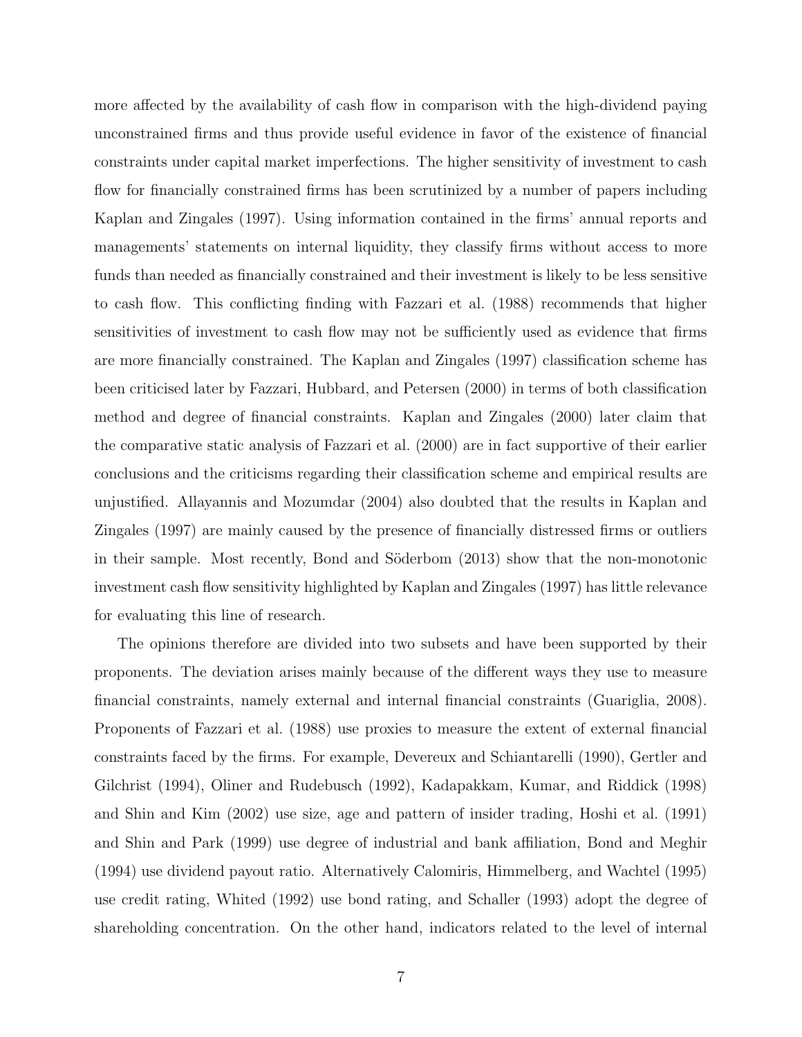more affected by the availability of cash flow in comparison with the high-dividend paying unconstrained firms and thus provide useful evidence in favor of the existence of financial constraints under capital market imperfections. The higher sensitivity of investment to cash flow for financially constrained firms has been scrutinized by a number of papers including Kaplan and Zingales (1997). Using information contained in the firms' annual reports and managements' statements on internal liquidity, they classify firms without access to more funds than needed as financially constrained and their investment is likely to be less sensitive to cash flow. This conflicting finding with Fazzari et al. (1988) recommends that higher sensitivities of investment to cash flow may not be sufficiently used as evidence that firms are more financially constrained. The Kaplan and Zingales (1997) classification scheme has been criticised later by Fazzari, Hubbard, and Petersen (2000) in terms of both classification method and degree of financial constraints. Kaplan and Zingales (2000) later claim that the comparative static analysis of Fazzari et al. (2000) are in fact supportive of their earlier conclusions and the criticisms regarding their classification scheme and empirical results are unjustified. Allayannis and Mozumdar (2004) also doubted that the results in Kaplan and Zingales (1997) are mainly caused by the presence of financially distressed firms or outliers in their sample. Most recently, Bond and Söderbom (2013) show that the non-monotonic investment cash flow sensitivity highlighted by Kaplan and Zingales (1997) has little relevance for evaluating this line of research.

The opinions therefore are divided into two subsets and have been supported by their proponents. The deviation arises mainly because of the different ways they use to measure financial constraints, namely external and internal financial constraints (Guariglia, 2008). Proponents of Fazzari et al. (1988) use proxies to measure the extent of external financial constraints faced by the firms. For example, Devereux and Schiantarelli (1990), Gertler and Gilchrist (1994), Oliner and Rudebusch (1992), Kadapakkam, Kumar, and Riddick (1998) and Shin and Kim (2002) use size, age and pattern of insider trading, Hoshi et al. (1991) and Shin and Park (1999) use degree of industrial and bank affiliation, Bond and Meghir (1994) use dividend payout ratio. Alternatively Calomiris, Himmelberg, and Wachtel (1995) use credit rating, Whited (1992) use bond rating, and Schaller (1993) adopt the degree of shareholding concentration. On the other hand, indicators related to the level of internal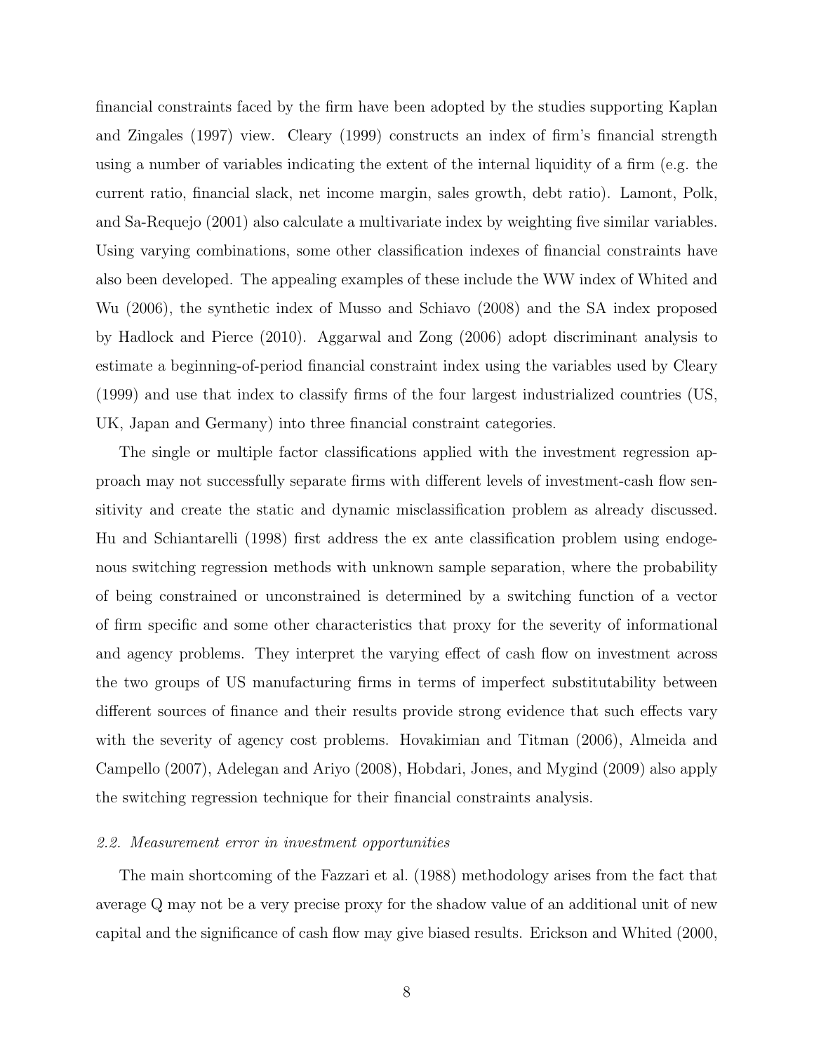financial constraints faced by the firm have been adopted by the studies supporting Kaplan and Zingales (1997) view. Cleary (1999) constructs an index of firm's financial strength using a number of variables indicating the extent of the internal liquidity of a firm (e.g. the current ratio, financial slack, net income margin, sales growth, debt ratio). Lamont, Polk, and Sa-Requejo (2001) also calculate a multivariate index by weighting five similar variables. Using varying combinations, some other classification indexes of financial constraints have also been developed. The appealing examples of these include the WW index of Whited and Wu (2006), the synthetic index of Musso and Schiavo (2008) and the SA index proposed by Hadlock and Pierce (2010). Aggarwal and Zong (2006) adopt discriminant analysis to estimate a beginning-of-period financial constraint index using the variables used by Cleary (1999) and use that index to classify firms of the four largest industrialized countries (US, UK, Japan and Germany) into three financial constraint categories.

The single or multiple factor classifications applied with the investment regression approach may not successfully separate firms with different levels of investment-cash flow sensitivity and create the static and dynamic misclassification problem as already discussed. Hu and Schiantarelli (1998) first address the ex ante classification problem using endogenous switching regression methods with unknown sample separation, where the probability of being constrained or unconstrained is determined by a switching function of a vector of firm specific and some other characteristics that proxy for the severity of informational and agency problems. They interpret the varying effect of cash flow on investment across the two groups of US manufacturing firms in terms of imperfect substitutability between different sources of finance and their results provide strong evidence that such effects vary with the severity of agency cost problems. Hovakimian and Titman (2006), Almeida and Campello (2007), Adelegan and Ariyo (2008), Hobdari, Jones, and Mygind (2009) also apply the switching regression technique for their financial constraints analysis.

### *2.2. Measurement error in investment opportunities*

The main shortcoming of the Fazzari et al. (1988) methodology arises from the fact that average Q may not be a very precise proxy for the shadow value of an additional unit of new capital and the significance of cash flow may give biased results. Erickson and Whited (2000,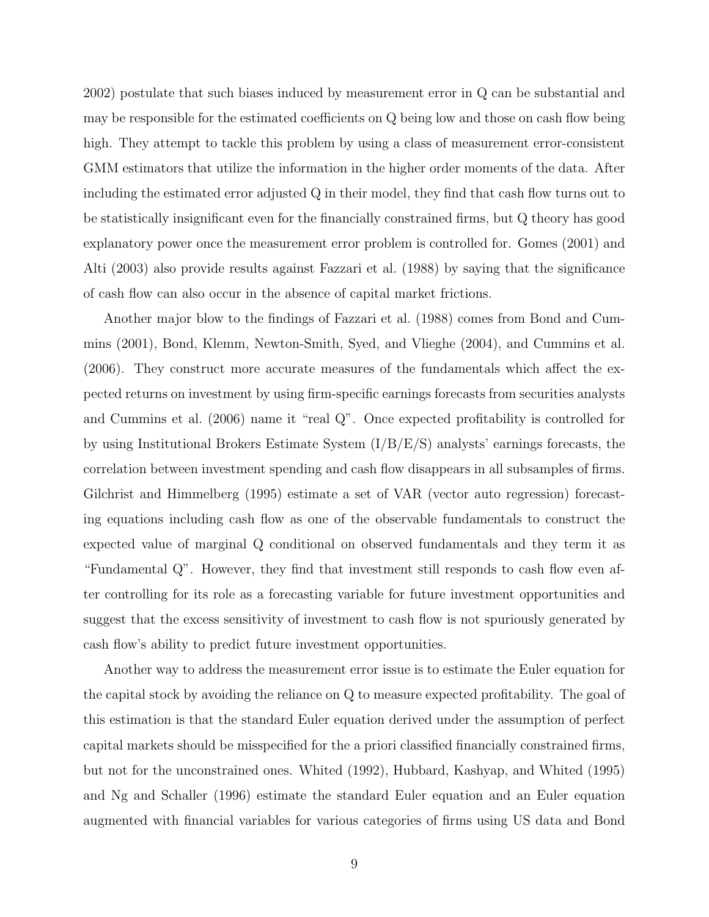2002) postulate that such biases induced by measurement error in Q can be substantial and may be responsible for the estimated coefficients on Q being low and those on cash flow being high. They attempt to tackle this problem by using a class of measurement error-consistent GMM estimators that utilize the information in the higher order moments of the data. After including the estimated error adjusted Q in their model, they find that cash flow turns out to be statistically insignificant even for the financially constrained firms, but Q theory has good explanatory power once the measurement error problem is controlled for. Gomes (2001) and Alti (2003) also provide results against Fazzari et al. (1988) by saying that the significance of cash flow can also occur in the absence of capital market frictions.

Another major blow to the findings of Fazzari et al. (1988) comes from Bond and Cummins (2001), Bond, Klemm, Newton-Smith, Syed, and Vlieghe (2004), and Cummins et al. (2006). They construct more accurate measures of the fundamentals which affect the expected returns on investment by using firm-specific earnings forecasts from securities analysts and Cummins et al. (2006) name it "real Q". Once expected profitability is controlled for by using Institutional Brokers Estimate System (I/B/E/S) analysts' earnings forecasts, the correlation between investment spending and cash flow disappears in all subsamples of firms. Gilchrist and Himmelberg (1995) estimate a set of VAR (vector auto regression) forecasting equations including cash flow as one of the observable fundamentals to construct the expected value of marginal Q conditional on observed fundamentals and they term it as "Fundamental Q". However, they find that investment still responds to cash flow even after controlling for its role as a forecasting variable for future investment opportunities and suggest that the excess sensitivity of investment to cash flow is not spuriously generated by cash flow's ability to predict future investment opportunities.

Another way to address the measurement error issue is to estimate the Euler equation for the capital stock by avoiding the reliance on Q to measure expected profitability. The goal of this estimation is that the standard Euler equation derived under the assumption of perfect capital markets should be misspecified for the a priori classified financially constrained firms, but not for the unconstrained ones. Whited (1992), Hubbard, Kashyap, and Whited (1995) and Ng and Schaller (1996) estimate the standard Euler equation and an Euler equation augmented with financial variables for various categories of firms using US data and Bond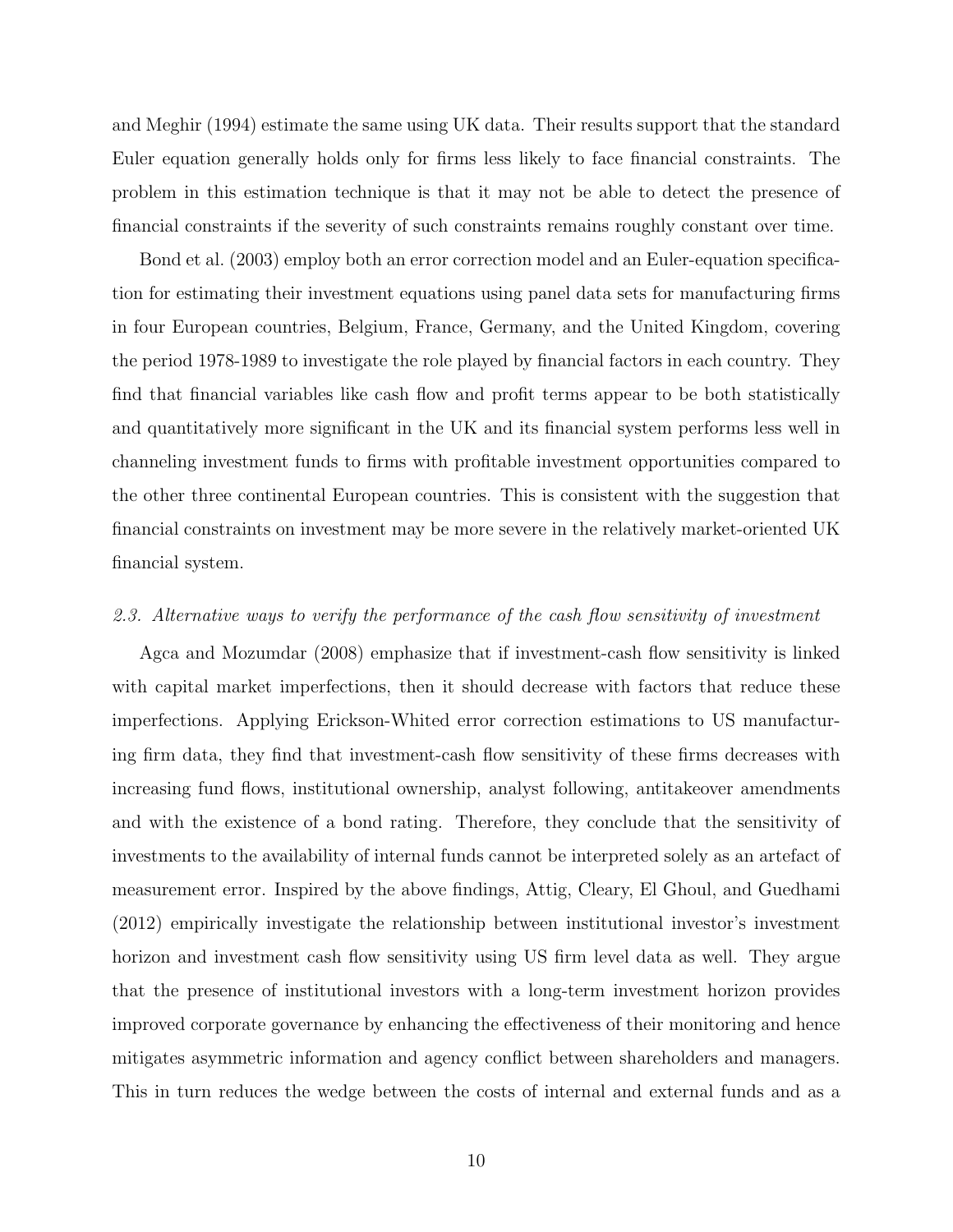and Meghir (1994) estimate the same using UK data. Their results support that the standard Euler equation generally holds only for firms less likely to face financial constraints. The problem in this estimation technique is that it may not be able to detect the presence of financial constraints if the severity of such constraints remains roughly constant over time.

Bond et al. (2003) employ both an error correction model and an Euler-equation specification for estimating their investment equations using panel data sets for manufacturing firms in four European countries, Belgium, France, Germany, and the United Kingdom, covering the period 1978-1989 to investigate the role played by financial factors in each country. They find that financial variables like cash flow and profit terms appear to be both statistically and quantitatively more significant in the UK and its financial system performs less well in channeling investment funds to firms with profitable investment opportunities compared to the other three continental European countries. This is consistent with the suggestion that financial constraints on investment may be more severe in the relatively market-oriented UK financial system.

### *2.3. Alternative ways to verify the performance of the cash flow sensitivity of investment*

Agca and Mozumdar (2008) emphasize that if investment-cash flow sensitivity is linked with capital market imperfections, then it should decrease with factors that reduce these imperfections. Applying Erickson-Whited error correction estimations to US manufacturing firm data, they find that investment-cash flow sensitivity of these firms decreases with increasing fund flows, institutional ownership, analyst following, antitakeover amendments and with the existence of a bond rating. Therefore, they conclude that the sensitivity of investments to the availability of internal funds cannot be interpreted solely as an artefact of measurement error. Inspired by the above findings, Attig, Cleary, El Ghoul, and Guedhami (2012) empirically investigate the relationship between institutional investor's investment horizon and investment cash flow sensitivity using US firm level data as well. They argue that the presence of institutional investors with a long-term investment horizon provides improved corporate governance by enhancing the effectiveness of their monitoring and hence mitigates asymmetric information and agency conflict between shareholders and managers. This in turn reduces the wedge between the costs of internal and external funds and as a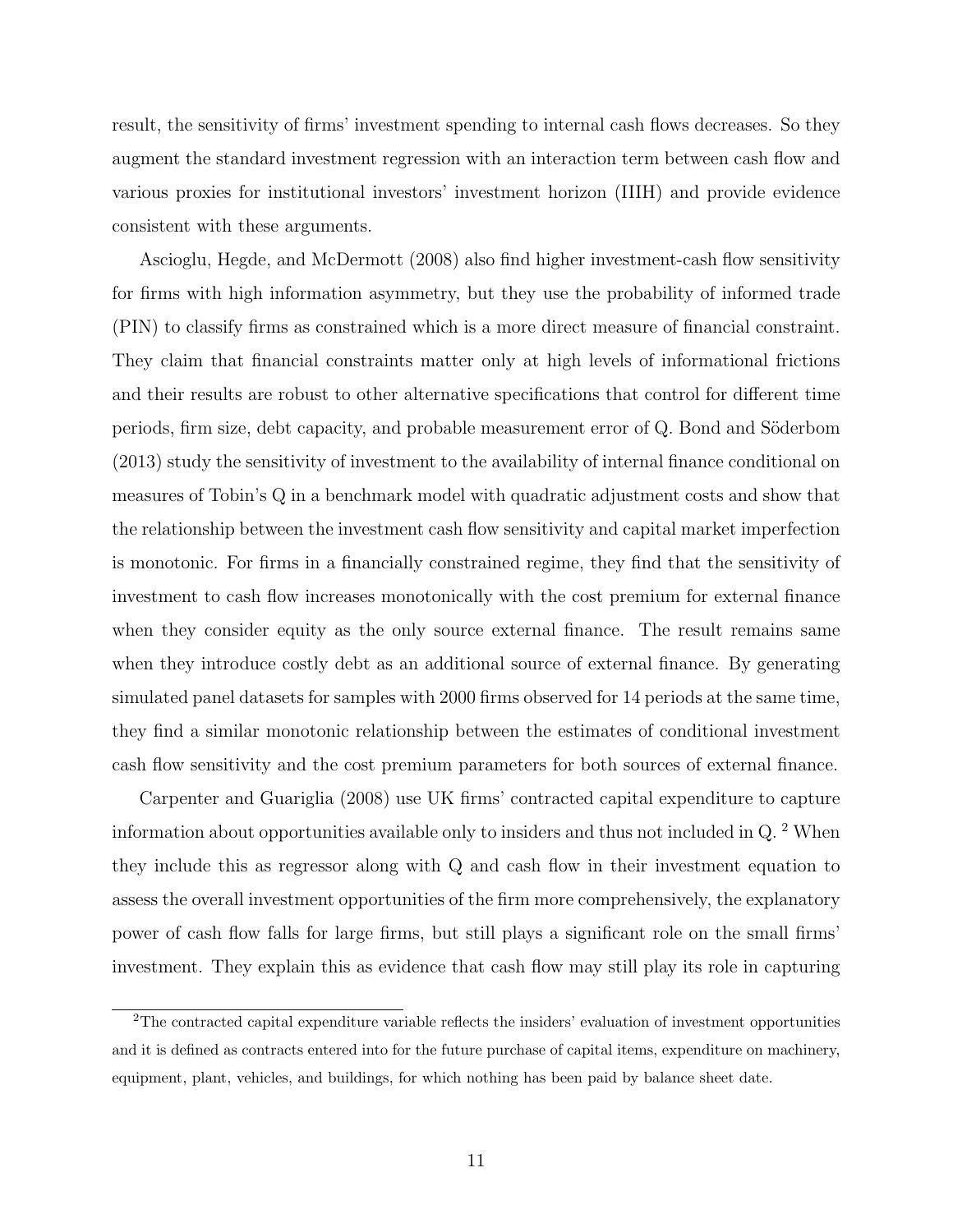result, the sensitivity of firms' investment spending to internal cash flows decreases. So they augment the standard investment regression with an interaction term between cash flow and various proxies for institutional investors' investment horizon (IIIH) and provide evidence consistent with these arguments.

Ascioglu, Hegde, and McDermott (2008) also find higher investment-cash flow sensitivity for firms with high information asymmetry, but they use the probability of informed trade (PIN) to classify firms as constrained which is a more direct measure of financial constraint. They claim that financial constraints matter only at high levels of informational frictions and their results are robust to other alternative specifications that control for different time periods, firm size, debt capacity, and probable measurement error of Q. Bond and Söderbom (2013) study the sensitivity of investment to the availability of internal finance conditional on measures of Tobin's Q in a benchmark model with quadratic adjustment costs and show that the relationship between the investment cash flow sensitivity and capital market imperfection is monotonic. For firms in a financially constrained regime, they find that the sensitivity of investment to cash flow increases monotonically with the cost premium for external finance when they consider equity as the only source external finance. The result remains same when they introduce costly debt as an additional source of external finance. By generating simulated panel datasets for samples with 2000 firms observed for 14 periods at the same time, they find a similar monotonic relationship between the estimates of conditional investment cash flow sensitivity and the cost premium parameters for both sources of external finance.

Carpenter and Guariglia (2008) use UK firms' contracted capital expenditure to capture information about opportunities available only to insiders and thus not included in Q. [2] When they include this as regressor along with Q and cash flow in their investment equation to assess the overall investment opportunities of the firm more comprehensively, the explanatory power of cash flow falls for large firms, but still plays a significant role on the small firms' investment. They explain this as evidence that cash flow may still play its role in capturing

[2] The contracted capital expenditure variable reflects the insiders' evaluation of investment opportunities and it is defined as contracts entered into for the future purchase of capital items, expenditure on machinery, equipment, plant, vehicles, and buildings, for which nothing has been paid by balance sheet date.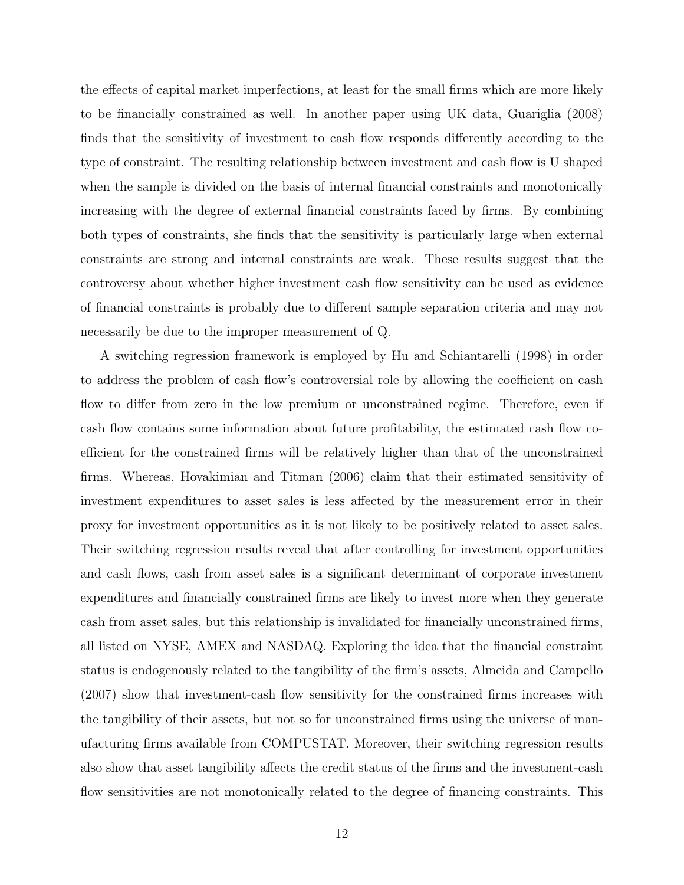the effects of capital market imperfections, at least for the small firms which are more likely to be financially constrained as well. In another paper using UK data, Guariglia (2008) finds that the sensitivity of investment to cash flow responds differently according to the type of constraint. The resulting relationship between investment and cash flow is U shaped when the sample is divided on the basis of internal financial constraints and monotonically increasing with the degree of external financial constraints faced by firms. By combining both types of constraints, she finds that the sensitivity is particularly large when external constraints are strong and internal constraints are weak. These results suggest that the controversy about whether higher investment cash flow sensitivity can be used as evidence of financial constraints is probably due to different sample separation criteria and may not necessarily be due to the improper measurement of Q.

A switching regression framework is employed by Hu and Schiantarelli (1998) in order to address the problem of cash flow's controversial role by allowing the coefficient on cash flow to differ from zero in the low premium or unconstrained regime. Therefore, even if cash flow contains some information about future profitability, the estimated cash flow coefficient for the constrained firms will be relatively higher than that of the unconstrained firms. Whereas, Hovakimian and Titman (2006) claim that their estimated sensitivity of investment expenditures to asset sales is less affected by the measurement error in their proxy for investment opportunities as it is not likely to be positively related to asset sales. Their switching regression results reveal that after controlling for investment opportunities and cash flows, cash from asset sales is a significant determinant of corporate investment expenditures and financially constrained firms are likely to invest more when they generate cash from asset sales, but this relationship is invalidated for financially unconstrained firms, all listed on NYSE, AMEX and NASDAQ. Exploring the idea that the financial constraint status is endogenously related to the tangibility of the firm's assets, Almeida and Campello (2007) show that investment-cash flow sensitivity for the constrained firms increases with the tangibility of their assets, but not so for unconstrained firms using the universe of manufacturing firms available from COMPUSTAT. Moreover, their switching regression results also show that asset tangibility affects the credit status of the firms and the investment-cash flow sensitivities are not monotonically related to the degree of financing constraints. This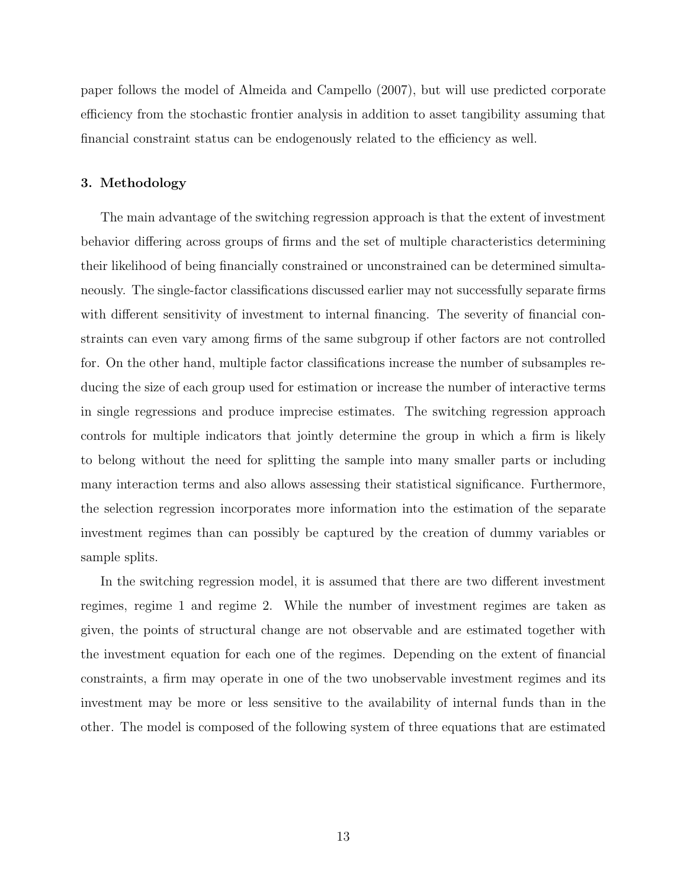paper follows the model of Almeida and Campello (2007), but will use predicted corporate efficiency from the stochastic frontier analysis in addition to asset tangibility assuming that financial constraint status can be endogenously related to the efficiency as well.

### 3. Methodology

The main advantage of the switching regression approach is that the extent of investment behavior differing across groups of firms and the set of multiple characteristics determining their likelihood of being financially constrained or unconstrained can be determined simultaneously. The single-factor classifications discussed earlier may not successfully separate firms with different sensitivity of investment to internal financing. The severity of financial constraints can even vary among firms of the same subgroup if other factors are not controlled for. On the other hand, multiple factor classifications increase the number of subsamples reducing the size of each group used for estimation or increase the number of interactive terms in single regressions and produce imprecise estimates. The switching regression approach controls for multiple indicators that jointly determine the group in which a firm is likely to belong without the need for splitting the sample into many smaller parts or including many interaction terms and also allows assessing their statistical significance. Furthermore, the selection regression incorporates more information into the estimation of the separate investment regimes than can possibly be captured by the creation of dummy variables or sample splits.

In the switching regression model, it is assumed that there are two different investment regimes, regime 1 and regime 2. While the number of investment regimes are taken as given, the points of structural change are not observable and are estimated together with the investment equation for each one of the regimes. Depending on the extent of financial constraints, a firm may operate in one of the two unobservable investment regimes and its investment may be more or less sensitive to the availability of internal funds than in the other. The model is composed of the following system of three equations that are estimated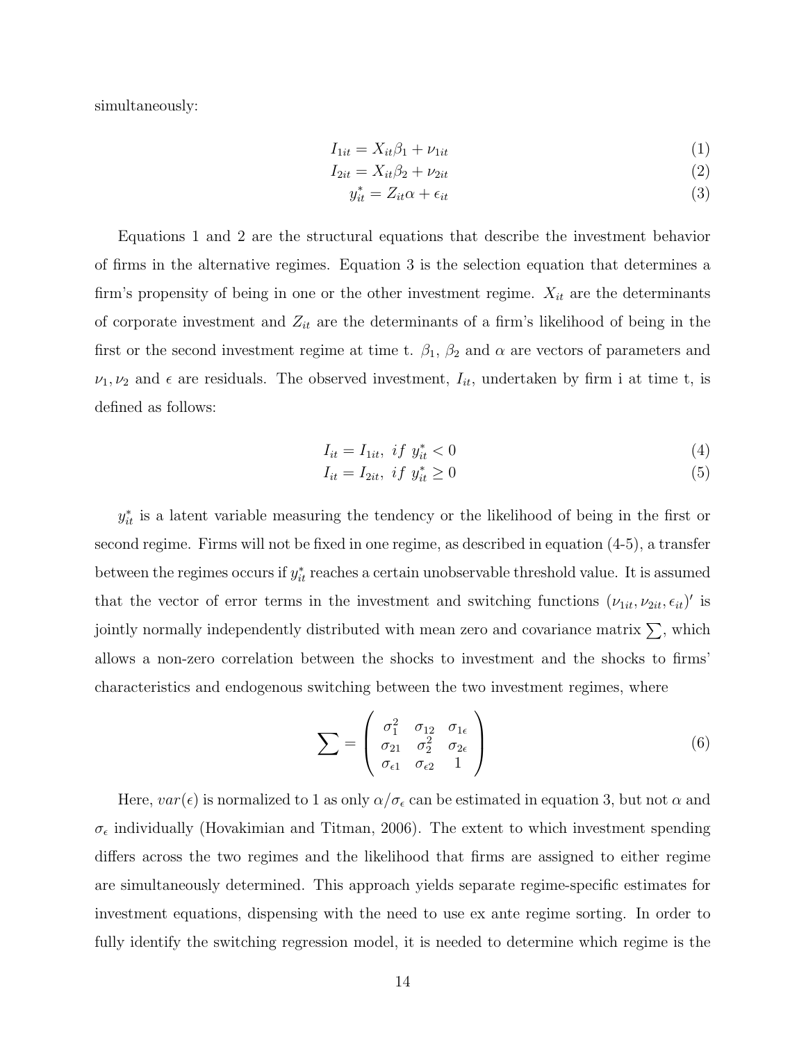simultaneously:

$$I_{1it} = X_{it}\beta_1 + \nu_{1it} \tag{1}$$

$$I_{2it} = X_{it}\beta_2 + \nu_{2it} \tag{2}$$

$$y^*_{it} = Z_{it}\alpha + \epsilon_{it} \tag{3}$$

Equations 1 and 2 are the structural equations that describe the investment behavior of firms in the alternative regimes. Equation 3 is the selection equation that determines a firm's propensity of being in one or the other investment regime. $X_{it}$ are the determinants of corporate investment and $Z_{it}$ are the determinants of a firm's likelihood of being in the first or the second investment regime at time t. $\beta_1$, $\beta_2$ and $\alpha$ are vectors of parameters and $\nu_1, \nu_2$ and $\epsilon$ are residuals. The observed investment, $I_{it}$, undertaken by firm i at time t, is defined as follows:

$$I_{it} = I_{1it}, \ if \ y^*_{it} < 0 \tag{4}$$

$$I_{it} = I_{2it}, \ if \ y^*_{it} \geq 0 \tag{5}$$

$y^*_{it}$ is a latent variable measuring the tendency or the likelihood of being in the first or second regime. Firms will not be fixed in one regime, as described in equation (4-5), a transfer between the regimes occurs if $y^*_{it}$ reaches a certain unobservable threshold value. It is assumed that the vector of error terms in the investment and switching functions $(\nu_{1it}, \nu_{2it}, \epsilon_{it})'$ is jointly normally independently distributed with mean zero and covariance matrix $\sum$, which allows a non-zero correlation between the shocks to investment and the shocks to firms' characteristics and endogenous switching between the two investment regimes, where

$$\sum = \begin{pmatrix} \sigma_1^2 & \sigma_{12} & \sigma_{1\epsilon} \\ \sigma_{21} & \sigma_2^2 & \sigma_{2\epsilon} \\ \sigma_{\epsilon 1} & \sigma_{\epsilon 2} & 1 \end{pmatrix} \tag{6}$$

Here, $var(\epsilon)$ is normalized to 1 as only $\alpha/\sigma_\epsilon$ can be estimated in equation 3, but not $\alpha$ and $\sigma_\epsilon$ individually (Hovakimian and Titman, 2006). The extent to which investment spending differs across the two regimes and the likelihood that firms are assigned to either regime are simultaneously determined. This approach yields separate regime-specific estimates for investment equations, dispensing with the need to use ex ante regime sorting. In order to fully identify the switching regression model, it is needed to determine which regime is the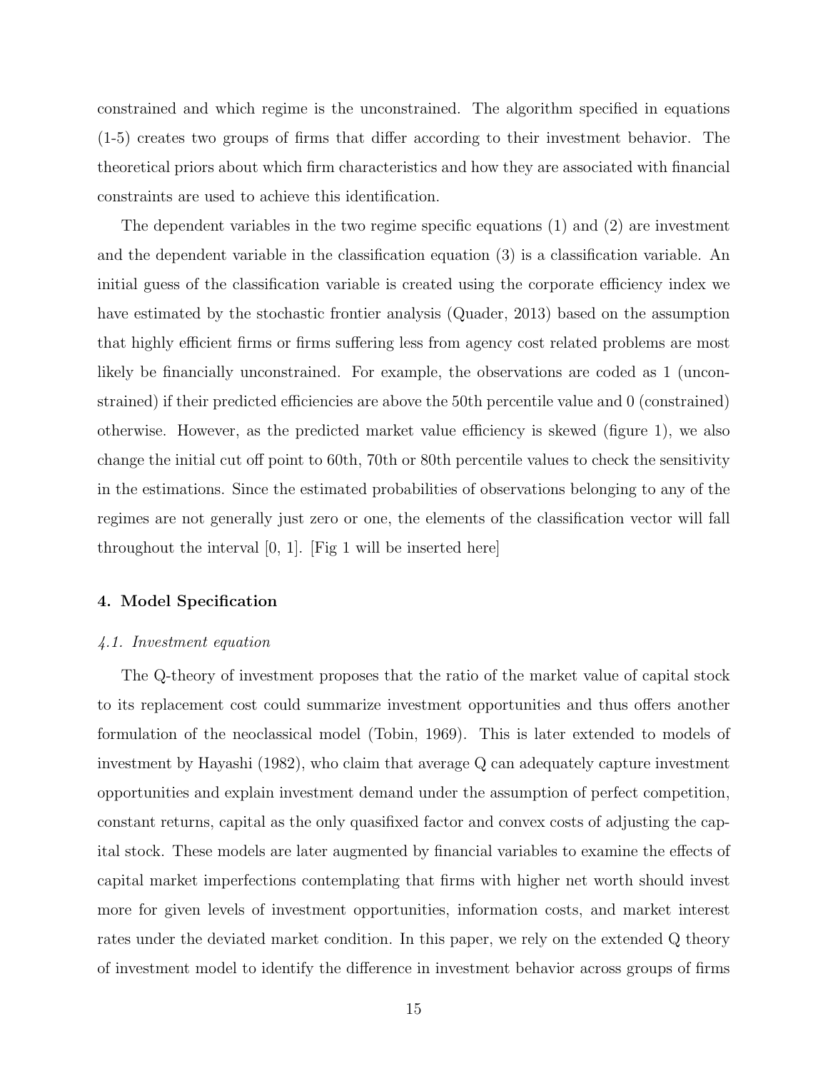constrained and which regime is the unconstrained. The algorithm specified in equations (1-5) creates two groups of firms that differ according to their investment behavior. The theoretical priors about which firm characteristics and how they are associated with financial constraints are used to achieve this identification.

The dependent variables in the two regime specific equations (1) and (2) are investment and the dependent variable in the classification equation (3) is a classification variable. An initial guess of the classification variable is created using the corporate efficiency index we have estimated by the stochastic frontier analysis (Quader, 2013) based on the assumption that highly efficient firms or firms suffering less from agency cost related problems are most likely be financially unconstrained. For example, the observations are coded as 1 (unconstrained) if their predicted efficiencies are above the 50th percentile value and 0 (constrained) otherwise. However, as the predicted market value efficiency is skewed (figure 1), we also change the initial cut off point to 60th, 70th or 80th percentile values to check the sensitivity in the estimations. Since the estimated probabilities of observations belonging to any of the regimes are not generally just zero or one, the elements of the classification vector will fall throughout the interval [0, 1]. [Fig 1 will be inserted here]

## 4. Model Specification

### *4.1. Investment equation*

The Q-theory of investment proposes that the ratio of the market value of capital stock to its replacement cost could summarize investment opportunities and thus offers another formulation of the neoclassical model (Tobin, 1969). This is later extended to models of investment by Hayashi (1982), who claim that average Q can adequately capture investment opportunities and explain investment demand under the assumption of perfect competition, constant returns, capital as the only quasifixed factor and convex costs of adjusting the capital stock. These models are later augmented by financial variables to examine the effects of capital market imperfections contemplating that firms with higher net worth should invest more for given levels of investment opportunities, information costs, and market interest rates under the deviated market condition. In this paper, we rely on the extended Q theory of investment model to identify the difference in investment behavior across groups of firms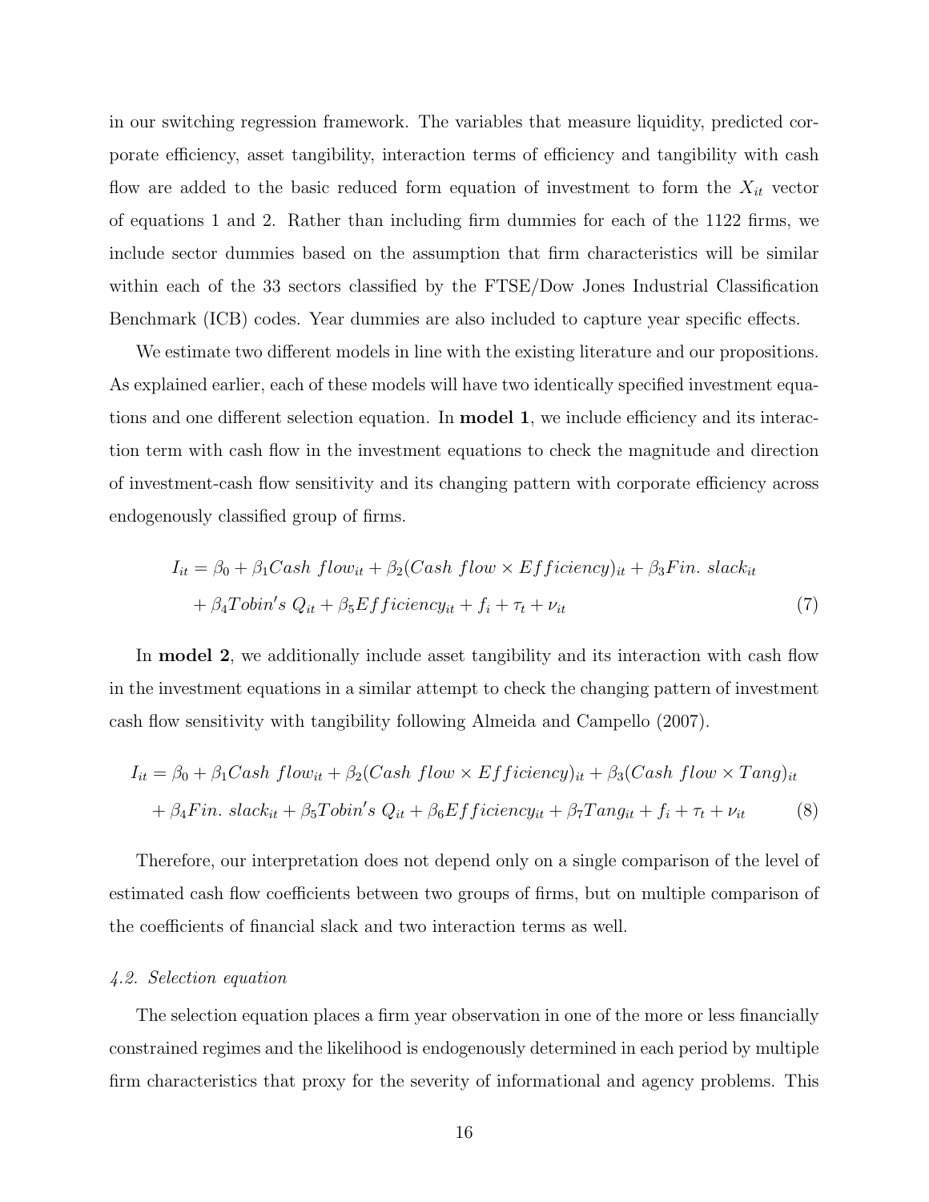in our switching regression framework. The variables that measure liquidity, predicted corporate efficiency, asset tangibility, interaction terms of efficiency and tangibility with cash flow are added to the basic reduced form equation of investment to form the $X_{it}$ vector of equations 1 and 2. Rather than including firm dummies for each of the 1122 firms, we include sector dummies based on the assumption that firm characteristics will be similar within each of the 33 sectors classified by the FTSE/Dow Jones Industrial Classification Benchmark (ICB) codes. Year dummies are also included to capture year specific effects.

We estimate two different models in line with the existing literature and our propositions. As explained earlier, each of these models will have two identically specified investment equations and one different selection equation. In **model 1**, we include efficiency and its interaction term with cash flow in the investment equations to check the magnitude and direction of investment-cash flow sensitivity and its changing pattern with corporate efficiency across endogenously classified group of firms.

$$
\begin{aligned}
I_{it} = {} & \beta_0 + \beta_1 Cash\ flow_{it} + \beta_2 (Cash\ flow \times Efficiency)_{it} + \beta_3 Fin.\ slack_{it} \\
& + \beta_4 Tobin's\ Q_{it} + \beta_5 Efficiency_{it} + f_i + \tau_t + \nu_{it}
\end{aligned} \tag{7}
$$

In **model 2**, we additionally include asset tangibility and its interaction with cash flow in the investment equations in a similar attempt to check the changing pattern of investment cash flow sensitivity with tangibility following Almeida and Campello (2007).

$$
\begin{aligned}
I_{it} = {} & \beta_0 + \beta_1 Cash\ flow_{it} + \beta_2 (Cash\ flow \times Efficiency)_{it} + \beta_3 (Cash\ flow \times Tang)_{it} \\
& + \beta_4 Fin.\ slack_{it} + \beta_5 Tobin's\ Q_{it} + \beta_6 Efficiency_{it} + \beta_7 Tang_{it} + f_i + \tau_t + \nu_{it}
\end{aligned} \tag{8}
$$

Therefore, our interpretation does not depend only on a single comparison of the level of estimated cash flow coefficients between two groups of firms, but on multiple comparison of the coefficients of financial slack and two interaction terms as well.

### *4.2. Selection equation*

The selection equation places a firm year observation in one of the more or less financially constrained regimes and the likelihood is endogenously determined in each period by multiple firm characteristics that proxy for the severity of informational and agency problems. This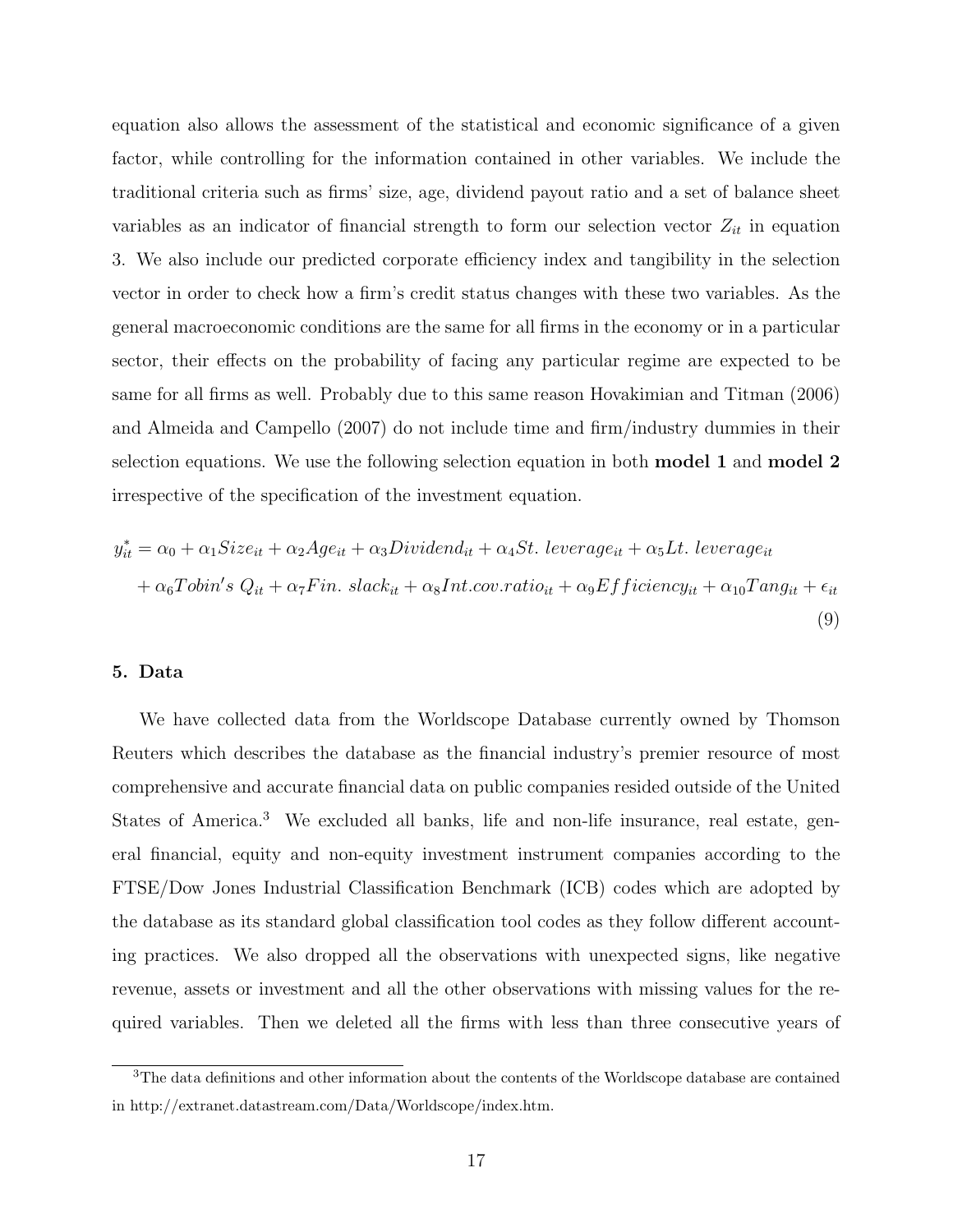equation also allows the assessment of the statistical and economic significance of a given factor, while controlling for the information contained in other variables. We include the traditional criteria such as firms' size, age, dividend payout ratio and a set of balance sheet variables as an indicator of financial strength to form our selection vector $Z_{it}$ in equation 3. We also include our predicted corporate efficiency index and tangibility in the selection vector in order to check how a firm's credit status changes with these two variables. As the general macroeconomic conditions are the same for all firms in the economy or in a particular sector, their effects on the probability of facing any particular regime are expected to be same for all firms as well. Probably due to this same reason Hovakimian and Titman (2006) and Almeida and Campello (2007) do not include time and firm/industry dummies in their selection equations. We use the following selection equation in both **model 1** and **model 2** irrespective of the specification of the investment equation.

$$
\begin{aligned}
y_{it}^{*} &= \alpha_0 + \alpha_1 Size_{it} + \alpha_2 Age_{it} + \alpha_3 Dividend_{it} + \alpha_4 St.\ leverage_{it} + \alpha_5 Lt.\ leverage_{it} \\
&+ \alpha_6 Tobin's\ Q_{it} + \alpha_7 Fin.\ slack_{it} + \alpha_8 Int.cov.ratio_{it} + \alpha_9 Efficiency_{it} + \alpha_{10} Tang_{it} + \epsilon_{it}
\end{aligned} \tag{9}
$$

## 5. Data

We have collected data from the Worldscope Database currently owned by Thomson Reuters which describes the database as the financial industry's premier resource of most comprehensive and accurate financial data on public companies resided outside of the United States of America.[3] We excluded all banks, life and non-life insurance, real estate, general financial, equity and non-equity investment instrument companies according to the FTSE/Dow Jones Industrial Classification Benchmark (ICB) codes which are adopted by the database as its standard global classification tool codes as they follow different accounting practices. We also dropped all the observations with unexpected signs, like negative revenue, assets or investment and all the other observations with missing values for the required variables. Then we deleted all the firms with less than three consecutive years of

[3] The data definitions and other information about the contents of the Worldscope database are contained in http://extranet.datastream.com/Data/Worldscope/index.htm.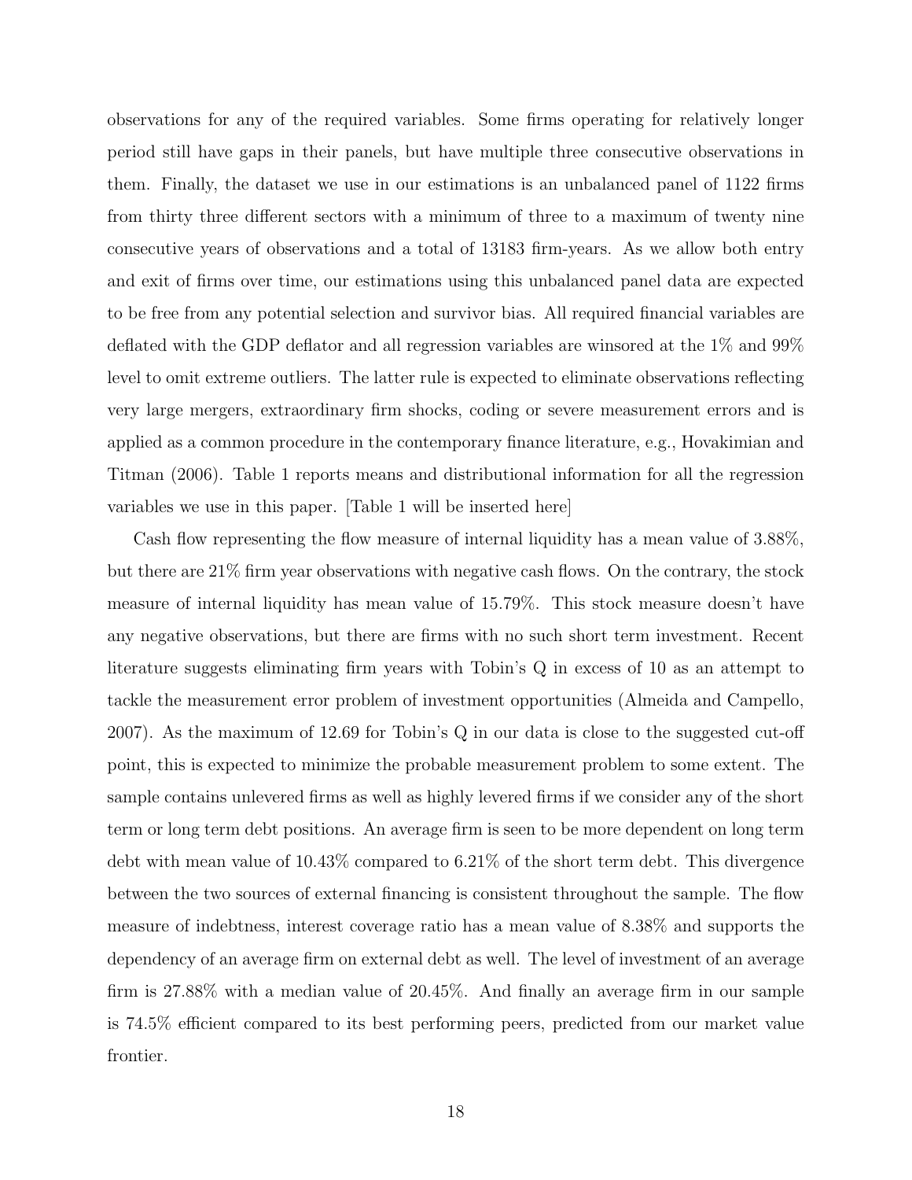observations for any of the required variables. Some firms operating for relatively longer period still have gaps in their panels, but have multiple three consecutive observations in them. Finally, the dataset we use in our estimations is an unbalanced panel of 1122 firms from thirty three different sectors with a minimum of three to a maximum of twenty nine consecutive years of observations and a total of 13183 firm-years. As we allow both entry and exit of firms over time, our estimations using this unbalanced panel data are expected to be free from any potential selection and survivor bias. All required financial variables are deflated with the GDP deflator and all regression variables are winsored at the 1% and 99% level to omit extreme outliers. The latter rule is expected to eliminate observations reflecting very large mergers, extraordinary firm shocks, coding or severe measurement errors and is applied as a common procedure in the contemporary finance literature, e.g., Hovakimian and Titman (2006). Table 1 reports means and distributional information for all the regression variables we use in this paper. [Table 1 will be inserted here]

Cash flow representing the flow measure of internal liquidity has a mean value of 3.88%, but there are 21% firm year observations with negative cash flows. On the contrary, the stock measure of internal liquidity has mean value of 15.79%. This stock measure doesn't have any negative observations, but there are firms with no such short term investment. Recent literature suggests eliminating firm years with Tobin's Q in excess of 10 as an attempt to tackle the measurement error problem of investment opportunities (Almeida and Campello, 2007). As the maximum of 12.69 for Tobin's Q in our data is close to the suggested cut-off point, this is expected to minimize the probable measurement problem to some extent. The sample contains unlevered firms as well as highly levered firms if we consider any of the short term or long term debt positions. An average firm is seen to be more dependent on long term debt with mean value of 10.43% compared to 6.21% of the short term debt. This divergence between the two sources of external financing is consistent throughout the sample. The flow measure of indebtness, interest coverage ratio has a mean value of 8.38% and supports the dependency of an average firm on external debt as well. The level of investment of an average firm is 27.88% with a median value of 20.45%. And finally an average firm in our sample is 74.5% efficient compared to its best performing peers, predicted from our market value frontier.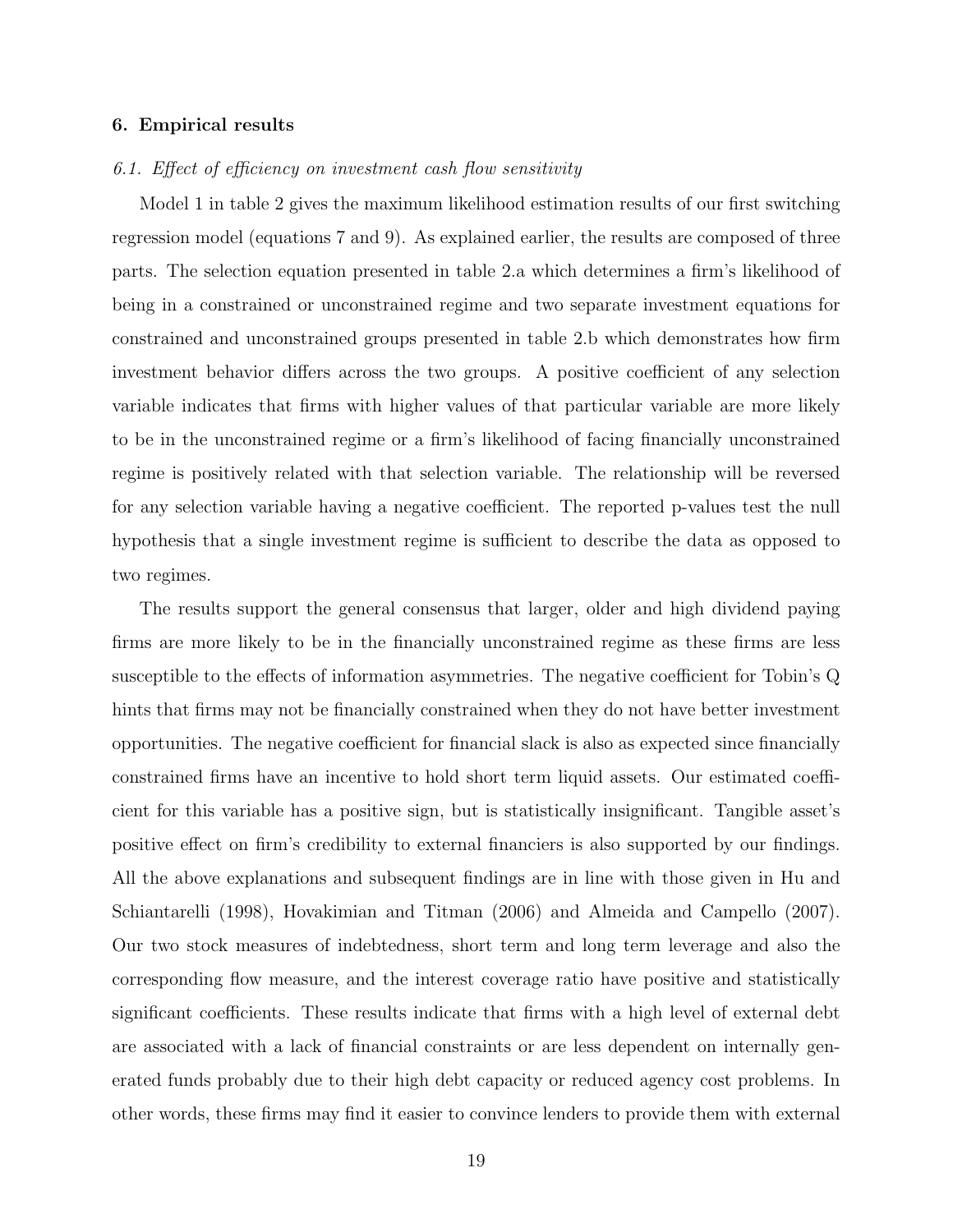### 6. Empirical results

#### *6.1. Effect of efficiency on investment cash flow sensitivity*

Model 1 in table 2 gives the maximum likelihood estimation results of our first switching regression model (equations 7 and 9). As explained earlier, the results are composed of three parts. The selection equation presented in table 2.a which determines a firm's likelihood of being in a constrained or unconstrained regime and two separate investment equations for constrained and unconstrained groups presented in table 2.b which demonstrates how firm investment behavior differs across the two groups. A positive coefficient of any selection variable indicates that firms with higher values of that particular variable are more likely to be in the unconstrained regime or a firm's likelihood of facing financially unconstrained regime is positively related with that selection variable. The relationship will be reversed for any selection variable having a negative coefficient. The reported p-values test the null hypothesis that a single investment regime is sufficient to describe the data as opposed to two regimes.

The results support the general consensus that larger, older and high dividend paying firms are more likely to be in the financially unconstrained regime as these firms are less susceptible to the effects of information asymmetries. The negative coefficient for Tobin's Q hints that firms may not be financially constrained when they do not have better investment opportunities. The negative coefficient for financial slack is also as expected since financially constrained firms have an incentive to hold short term liquid assets. Our estimated coefficient for this variable has a positive sign, but is statistically insignificant. Tangible asset's positive effect on firm's credibility to external financiers is also supported by our findings. All the above explanations and subsequent findings are in line with those given in Hu and Schiantarelli (1998), Hovakimian and Titman (2006) and Almeida and Campello (2007). Our two stock measures of indebtedness, short term and long term leverage and also the corresponding flow measure, and the interest coverage ratio have positive and statistically significant coefficients. These results indicate that firms with a high level of external debt are associated with a lack of financial constraints or are less dependent on internally generated funds probably due to their high debt capacity or reduced agency cost problems. In other words, these firms may find it easier to convince lenders to provide them with external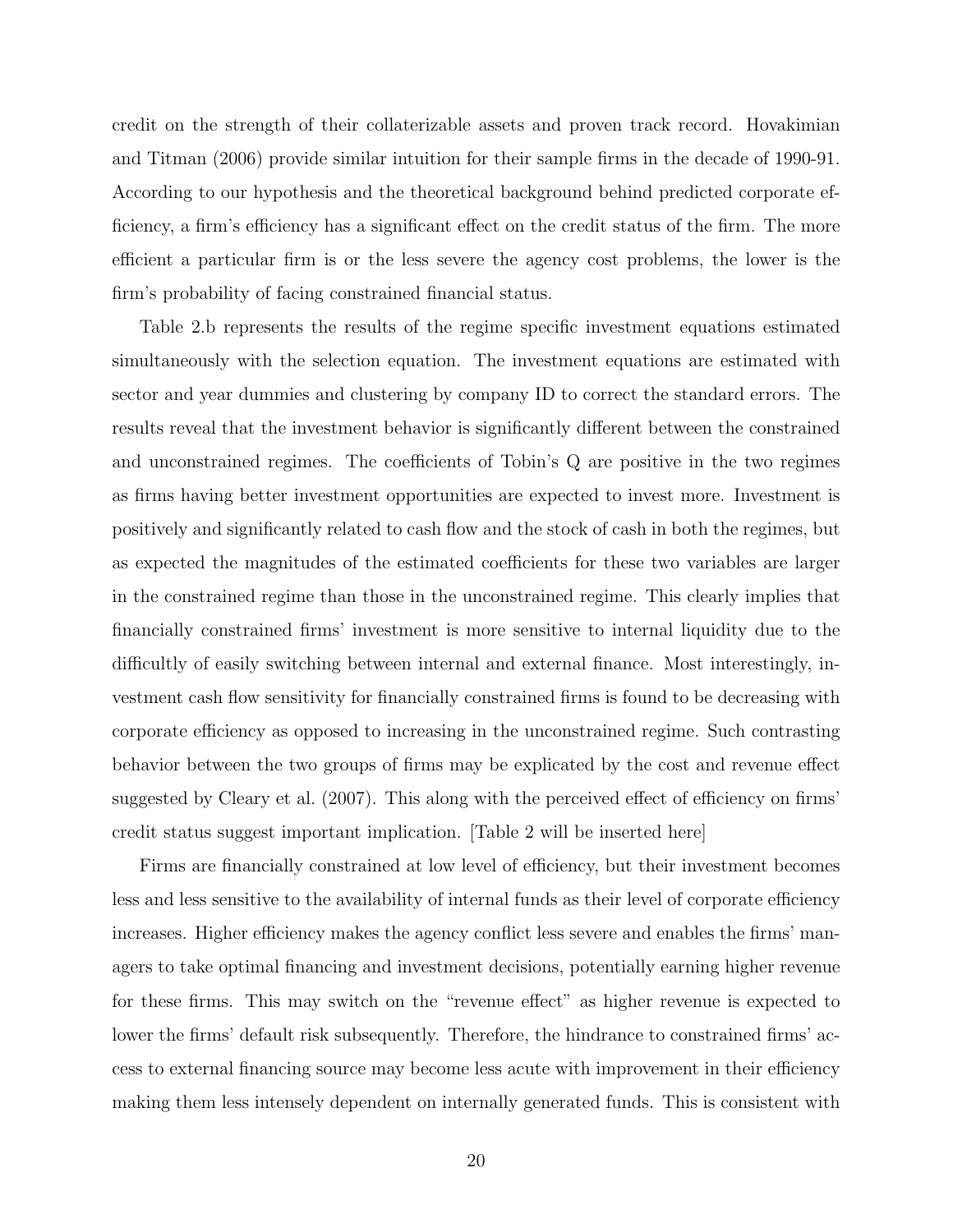credit on the strength of their collaterizable assets and proven track record. Hovakimian and Titman (2006) provide similar intuition for their sample firms in the decade of 1990-91. According to our hypothesis and the theoretical background behind predicted corporate efficiency, a firm's efficiency has a significant effect on the credit status of the firm. The more efficient a particular firm is or the less severe the agency cost problems, the lower is the firm's probability of facing constrained financial status.

Table 2.b represents the results of the regime specific investment equations estimated simultaneously with the selection equation. The investment equations are estimated with sector and year dummies and clustering by company ID to correct the standard errors. The results reveal that the investment behavior is significantly different between the constrained and unconstrained regimes. The coefficients of Tobin's Q are positive in the two regimes as firms having better investment opportunities are expected to invest more. Investment is positively and significantly related to cash flow and the stock of cash in both the regimes, but as expected the magnitudes of the estimated coefficients for these two variables are larger in the constrained regime than those in the unconstrained regime. This clearly implies that financially constrained firms' investment is more sensitive to internal liquidity due to the difficultly of easily switching between internal and external finance. Most interestingly, investment cash flow sensitivity for financially constrained firms is found to be decreasing with corporate efficiency as opposed to increasing in the unconstrained regime. Such contrasting behavior between the two groups of firms may be explicated by the cost and revenue effect suggested by Cleary et al. (2007). This along with the perceived effect of efficiency on firms' credit status suggest important implication. [Table 2 will be inserted here]

Firms are financially constrained at low level of efficiency, but their investment becomes less and less sensitive to the availability of internal funds as their level of corporate efficiency increases. Higher efficiency makes the agency conflict less severe and enables the firms' managers to take optimal financing and investment decisions, potentially earning higher revenue for these firms. This may switch on the "revenue effect" as higher revenue is expected to lower the firms' default risk subsequently. Therefore, the hindrance to constrained firms' access to external financing source may become less acute with improvement in their efficiency making them less intensely dependent on internally generated funds. This is consistent with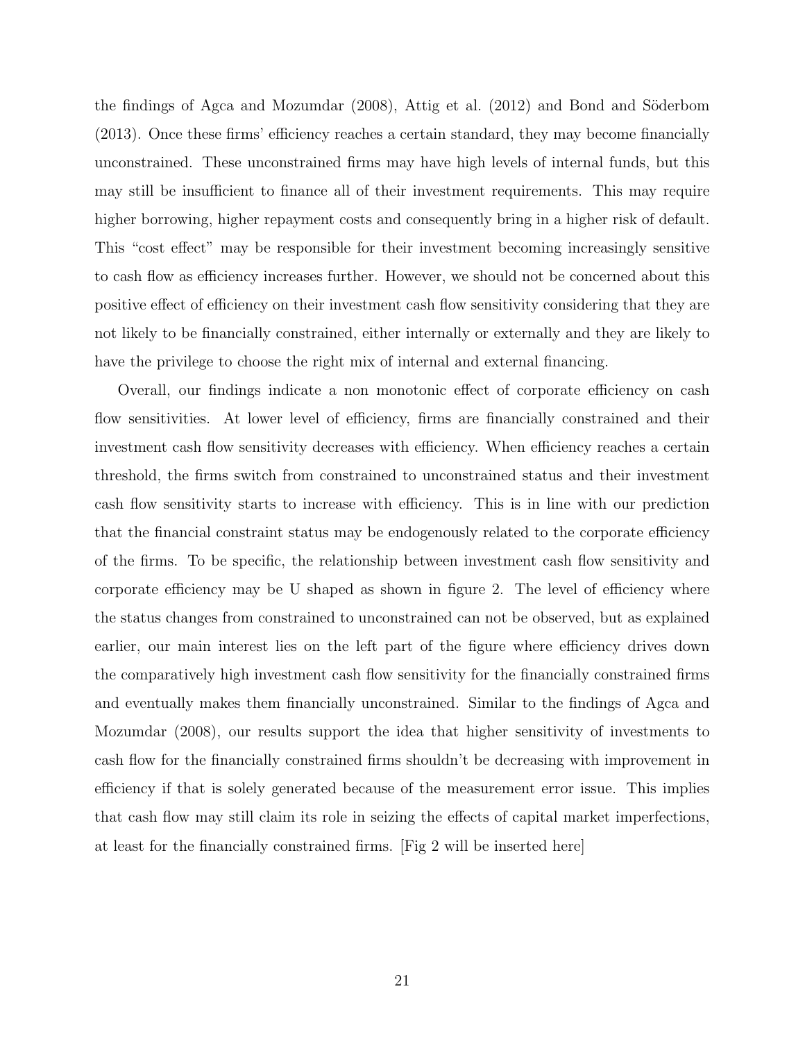the findings of Agca and Mozumdar (2008), Attig et al. (2012) and Bond and Söderbom (2013). Once these firms' efficiency reaches a certain standard, they may become financially unconstrained. These unconstrained firms may have high levels of internal funds, but this may still be insufficient to finance all of their investment requirements. This may require higher borrowing, higher repayment costs and consequently bring in a higher risk of default. This "cost effect" may be responsible for their investment becoming increasingly sensitive to cash flow as efficiency increases further. However, we should not be concerned about this positive effect of efficiency on their investment cash flow sensitivity considering that they are not likely to be financially constrained, either internally or externally and they are likely to have the privilege to choose the right mix of internal and external financing.

Overall, our findings indicate a non monotonic effect of corporate efficiency on cash flow sensitivities. At lower level of efficiency, firms are financially constrained and their investment cash flow sensitivity decreases with efficiency. When efficiency reaches a certain threshold, the firms switch from constrained to unconstrained status and their investment cash flow sensitivity starts to increase with efficiency. This is in line with our prediction that the financial constraint status may be endogenously related to the corporate efficiency of the firms. To be specific, the relationship between investment cash flow sensitivity and corporate efficiency may be U shaped as shown in figure 2. The level of efficiency where the status changes from constrained to unconstrained can not be observed, but as explained earlier, our main interest lies on the left part of the figure where efficiency drives down the comparatively high investment cash flow sensitivity for the financially constrained firms and eventually makes them financially unconstrained. Similar to the findings of Agca and Mozumdar (2008), our results support the idea that higher sensitivity of investments to cash flow for the financially constrained firms shouldn't be decreasing with improvement in efficiency if that is solely generated because of the measurement error issue. This implies that cash flow may still claim its role in seizing the effects of capital market imperfections, at least for the financially constrained firms. [Fig 2 will be inserted here]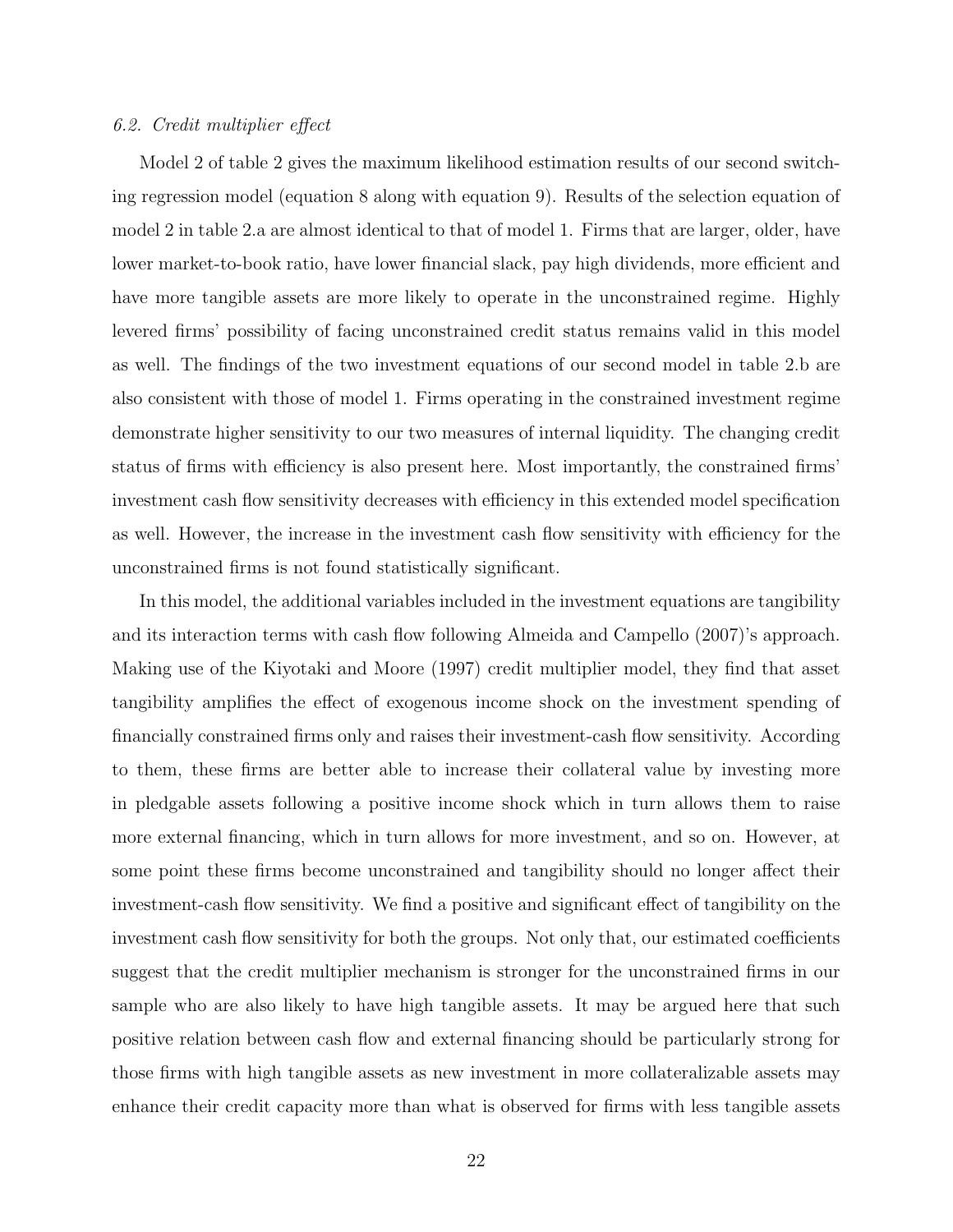### 6.2. Credit multiplier effect

Model 2 of table 2 gives the maximum likelihood estimation results of our second switching regression model (equation 8 along with equation 9). Results of the selection equation of model 2 in table 2.a are almost identical to that of model 1. Firms that are larger, older, have lower market-to-book ratio, have lower financial slack, pay high dividends, more efficient and have more tangible assets are more likely to operate in the unconstrained regime. Highly levered firms' possibility of facing unconstrained credit status remains valid in this model as well. The findings of the two investment equations of our second model in table 2.b are also consistent with those of model 1. Firms operating in the constrained investment regime demonstrate higher sensitivity to our two measures of internal liquidity. The changing credit status of firms with efficiency is also present here. Most importantly, the constrained firms' investment cash flow sensitivity decreases with efficiency in this extended model specification as well. However, the increase in the investment cash flow sensitivity with efficiency for the unconstrained firms is not found statistically significant.

In this model, the additional variables included in the investment equations are tangibility and its interaction terms with cash flow following Almeida and Campello (2007)'s approach. Making use of the Kiyotaki and Moore (1997) credit multiplier model, they find that asset tangibility amplifies the effect of exogenous income shock on the investment spending of financially constrained firms only and raises their investment-cash flow sensitivity. According to them, these firms are better able to increase their collateral value by investing more in pledgable assets following a positive income shock which in turn allows them to raise more external financing, which in turn allows for more investment, and so on. However, at some point these firms become unconstrained and tangibility should no longer affect their investment-cash flow sensitivity. We find a positive and significant effect of tangibility on the investment cash flow sensitivity for both the groups. Not only that, our estimated coefficients suggest that the credit multiplier mechanism is stronger for the unconstrained firms in our sample who are also likely to have high tangible assets. It may be argued here that such positive relation between cash flow and external financing should be particularly strong for those firms with high tangible assets as new investment in more collateralizable assets may enhance their credit capacity more than what is observed for firms with less tangible assets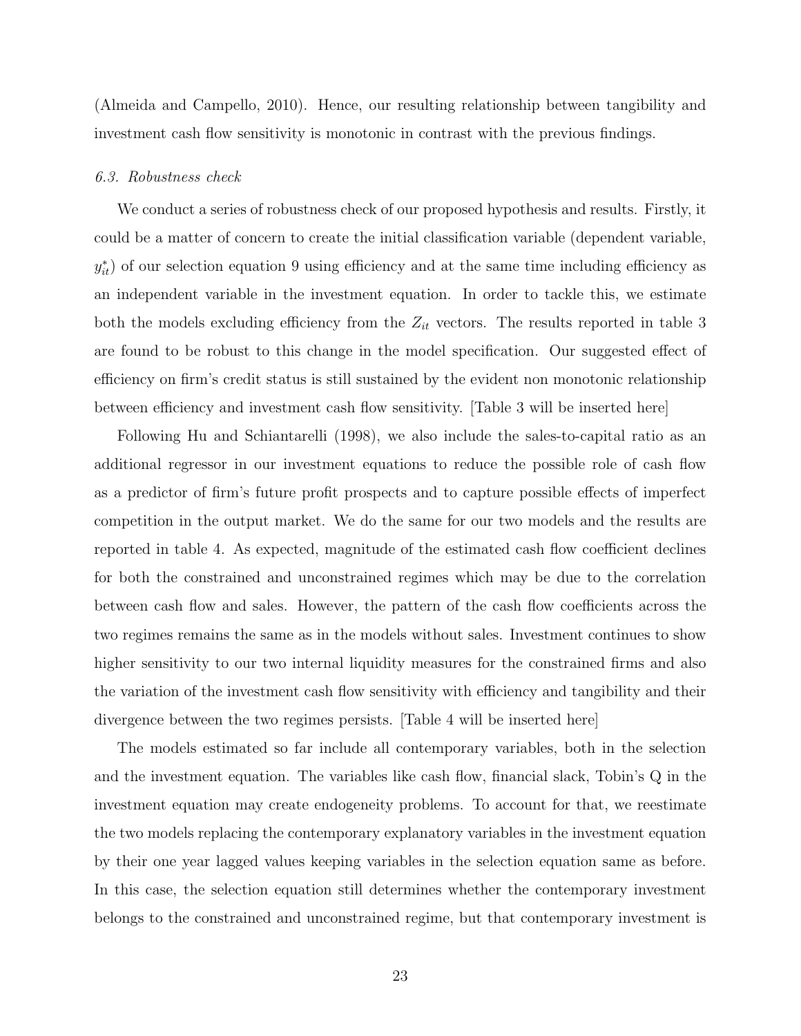(Almeida and Campello, 2010). Hence, our resulting relationship between tangibility and investment cash flow sensitivity is monotonic in contrast with the previous findings.

### *6.3. Robustness check*

We conduct a series of robustness check of our proposed hypothesis and results. Firstly, it could be a matter of concern to create the initial classification variable (dependent variable, $y^*_{it}$) of our selection equation 9 using efficiency and at the same time including efficiency as an independent variable in the investment equation. In order to tackle this, we estimate both the models excluding efficiency from the $Z_{it}$ vectors. The results reported in table 3 are found to be robust to this change in the model specification. Our suggested effect of efficiency on firm's credit status is still sustained by the evident non monotonic relationship between efficiency and investment cash flow sensitivity. [Table 3 will be inserted here]

Following Hu and Schiantarelli (1998), we also include the sales-to-capital ratio as an additional regressor in our investment equations to reduce the possible role of cash flow as a predictor of firm's future profit prospects and to capture possible effects of imperfect competition in the output market. We do the same for our two models and the results are reported in table 4. As expected, magnitude of the estimated cash flow coefficient declines for both the constrained and unconstrained regimes which may be due to the correlation between cash flow and sales. However, the pattern of the cash flow coefficients across the two regimes remains the same as in the models without sales. Investment continues to show higher sensitivity to our two internal liquidity measures for the constrained firms and also the variation of the investment cash flow sensitivity with efficiency and tangibility and their divergence between the two regimes persists. [Table 4 will be inserted here]

The models estimated so far include all contemporary variables, both in the selection and the investment equation. The variables like cash flow, financial slack, Tobin's Q in the investment equation may create endogeneity problems. To account for that, we reestimate the two models replacing the contemporary explanatory variables in the investment equation by their one year lagged values keeping variables in the selection equation same as before. In this case, the selection equation still determines whether the contemporary investment belongs to the constrained and unconstrained regime, but that contemporary investment is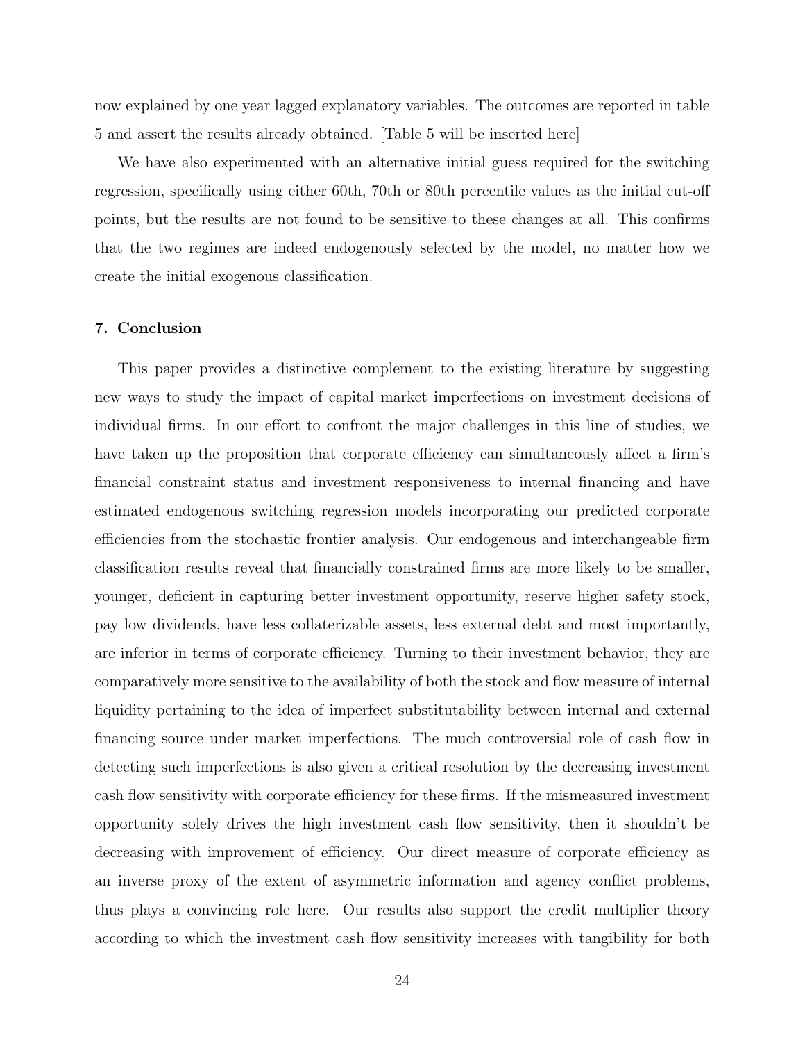now explained by one year lagged explanatory variables. The outcomes are reported in table 5 and assert the results already obtained. [Table 5 will be inserted here]

We have also experimented with an alternative initial guess required for the switching regression, specifically using either 60th, 70th or 80th percentile values as the initial cut-off points, but the results are not found to be sensitive to these changes at all. This confirms that the two regimes are indeed endogenously selected by the model, no matter how we create the initial exogenous classification.

## 7. Conclusion

This paper provides a distinctive complement to the existing literature by suggesting new ways to study the impact of capital market imperfections on investment decisions of individual firms. In our effort to confront the major challenges in this line of studies, we have taken up the proposition that corporate efficiency can simultaneously affect a firm's financial constraint status and investment responsiveness to internal financing and have estimated endogenous switching regression models incorporating our predicted corporate efficiencies from the stochastic frontier analysis. Our endogenous and interchangeable firm classification results reveal that financially constrained firms are more likely to be smaller, younger, deficient in capturing better investment opportunity, reserve higher safety stock, pay low dividends, have less collaterizable assets, less external debt and most importantly, are inferior in terms of corporate efficiency. Turning to their investment behavior, they are comparatively more sensitive to the availability of both the stock and flow measure of internal liquidity pertaining to the idea of imperfect substitutability between internal and external financing source under market imperfections. The much controversial role of cash flow in detecting such imperfections is also given a critical resolution by the decreasing investment cash flow sensitivity with corporate efficiency for these firms. If the mismeasured investment opportunity solely drives the high investment cash flow sensitivity, then it shouldn't be decreasing with improvement of efficiency. Our direct measure of corporate efficiency as an inverse proxy of the extent of asymmetric information and agency conflict problems, thus plays a convincing role here. Our results also support the credit multiplier theory according to which the investment cash flow sensitivity increases with tangibility for both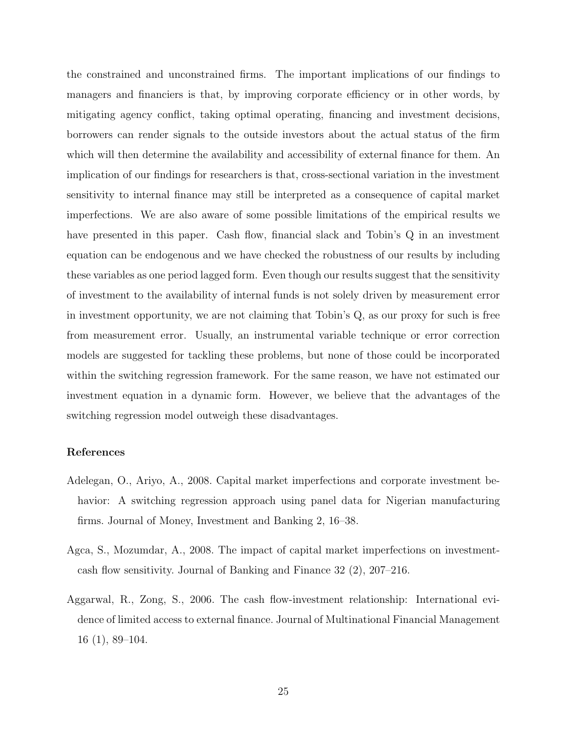the constrained and unconstrained firms. The important implications of our findings to managers and financiers is that, by improving corporate efficiency or in other words, by mitigating agency conflict, taking optimal operating, financing and investment decisions, borrowers can render signals to the outside investors about the actual status of the firm which will then determine the availability and accessibility of external finance for them. An implication of our findings for researchers is that, cross-sectional variation in the investment sensitivity to internal finance may still be interpreted as a consequence of capital market imperfections. We are also aware of some possible limitations of the empirical results we have presented in this paper. Cash flow, financial slack and Tobin's Q in an investment equation can be endogenous and we have checked the robustness of our results by including these variables as one period lagged form. Even though our results suggest that the sensitivity of investment to the availability of internal funds is not solely driven by measurement error in investment opportunity, we are not claiming that Tobin's Q, as our proxy for such is free from measurement error. Usually, an instrumental variable technique or error correction models are suggested for tackling these problems, but none of those could be incorporated within the switching regression framework. For the same reason, we have not estimated our investment equation in a dynamic form. However, we believe that the advantages of the switching regression model outweigh these disadvantages.

## References

Adelegan, O., Ariyo, A., 2008. Capital market imperfections and corporate investment behavior: A switching regression approach using panel data for Nigerian manufacturing firms. Journal of Money, Investment and Banking 2, 16–38.

Agca, S., Mozumdar, A., 2008. The impact of capital market imperfections on investment-cash flow sensitivity. Journal of Banking and Finance 32 (2), 207–216.

Aggarwal, R., Zong, S., 2006. The cash flow-investment relationship: International evidence of limited access to external finance. Journal of Multinational Financial Management 16 (1), 89–104.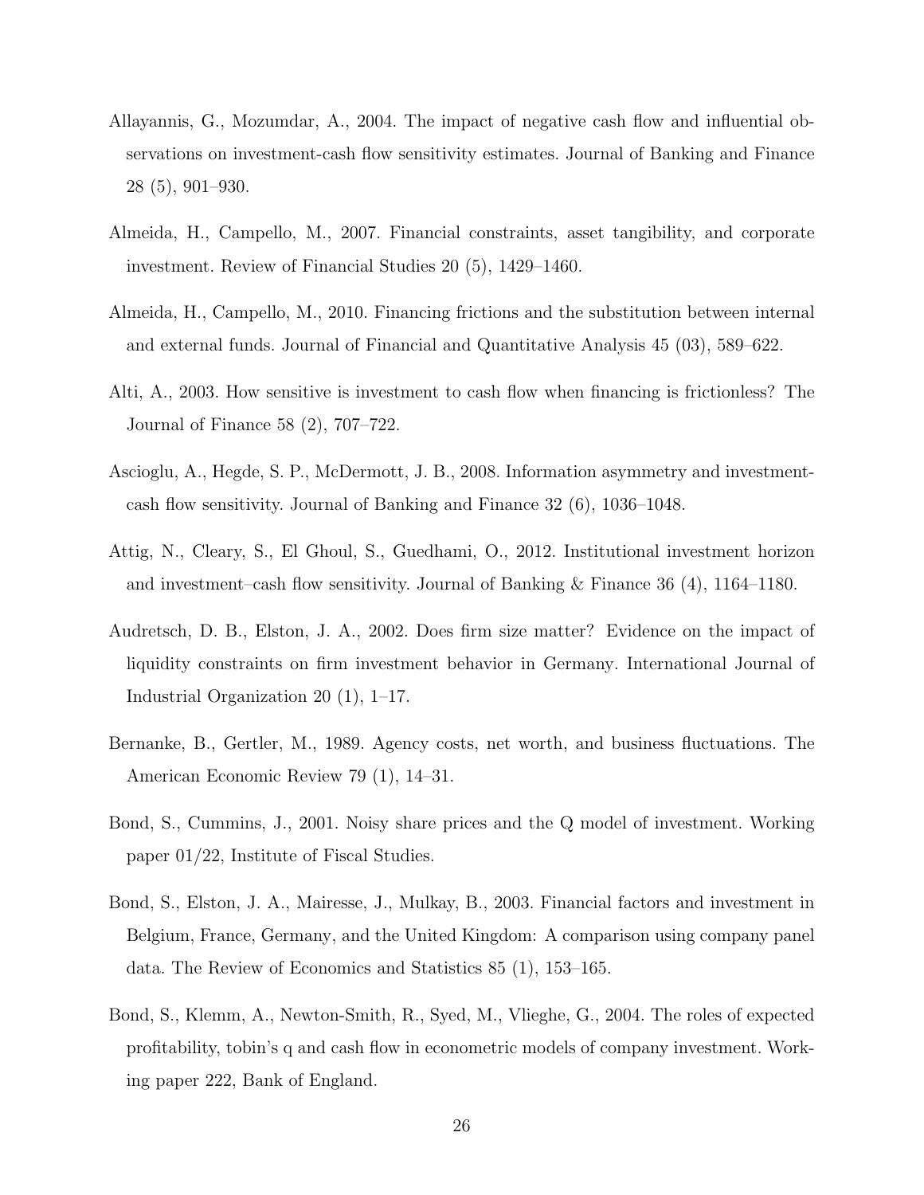Allayannis, G., Mozumdar, A., 2004. The impact of negative cash flow and influential observations on investment-cash flow sensitivity estimates. Journal of Banking and Finance 28 (5), 901–930.

Almeida, H., Campello, M., 2007. Financial constraints, asset tangibility, and corporate investment. Review of Financial Studies 20 (5), 1429–1460.

Almeida, H., Campello, M., 2010. Financing frictions and the substitution between internal and external funds. Journal of Financial and Quantitative Analysis 45 (03), 589–622.

Alti, A., 2003. How sensitive is investment to cash flow when financing is frictionless? The Journal of Finance 58 (2), 707–722.

Ascioglu, A., Hegde, S. P., McDermott, J. B., 2008. Information asymmetry and investment-cash flow sensitivity. Journal of Banking and Finance 32 (6), 1036–1048.

Attig, N., Cleary, S., El Ghoul, S., Guedhami, O., 2012. Institutional investment horizon and investment–cash flow sensitivity. Journal of Banking & Finance 36 (4), 1164–1180.

Audretsch, D. B., Elston, J. A., 2002. Does firm size matter? Evidence on the impact of liquidity constraints on firm investment behavior in Germany. International Journal of Industrial Organization 20 (1), 1–17.

Bernanke, B., Gertler, M., 1989. Agency costs, net worth, and business fluctuations. The American Economic Review 79 (1), 14–31.

Bond, S., Cummins, J., 2001. Noisy share prices and the Q model of investment. Working paper 01/22, Institute of Fiscal Studies.

Bond, S., Elston, J. A., Mairesse, J., Mulkay, B., 2003. Financial factors and investment in Belgium, France, Germany, and the United Kingdom: A comparison using company panel data. The Review of Economics and Statistics 85 (1), 153–165.

Bond, S., Klemm, A., Newton-Smith, R., Syed, M., Vlieghe, G., 2004. The roles of expected profitability, tobin's q and cash flow in econometric models of company investment. Working paper 222, Bank of England.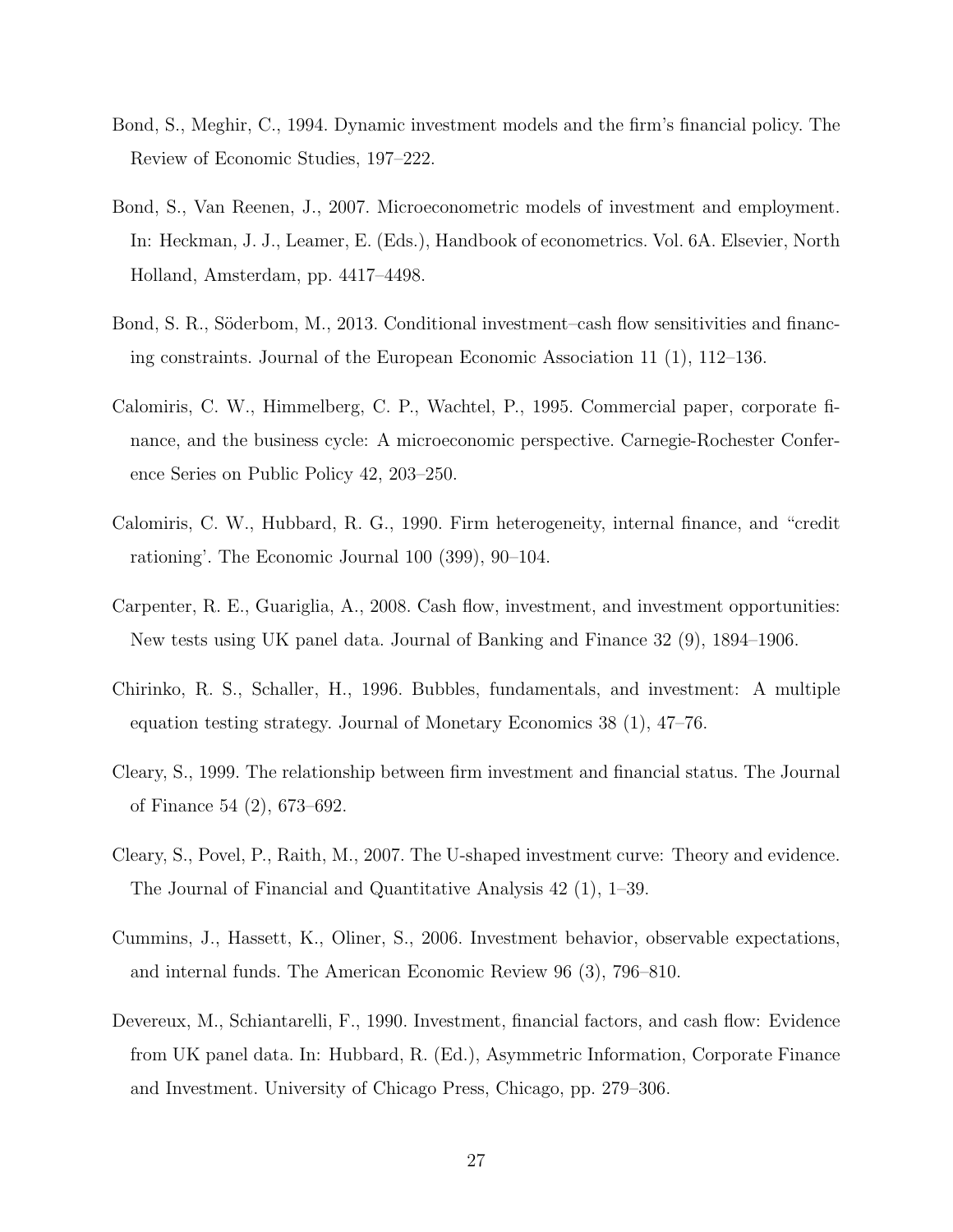Bond, S., Meghir, C., 1994. Dynamic investment models and the firm's financial policy. The Review of Economic Studies, 197–222.

Bond, S., Van Reenen, J., 2007. Microeconometric models of investment and employment. In: Heckman, J. J., Leamer, E. (Eds.), Handbook of econometrics. Vol. 6A. Elsevier, North Holland, Amsterdam, pp. 4417–4498.

Bond, S. R., Söderbom, M., 2013. Conditional investment–cash flow sensitivities and financing constraints. Journal of the European Economic Association 11 (1), 112–136.

Calomiris, C. W., Himmelberg, C. P., Wachtel, P., 1995. Commercial paper, corporate finance, and the business cycle: A microeconomic perspective. Carnegie-Rochester Conference Series on Public Policy 42, 203–250.

Calomiris, C. W., Hubbard, R. G., 1990. Firm heterogeneity, internal finance, and "credit rationing'. The Economic Journal 100 (399), 90–104.

Carpenter, R. E., Guariglia, A., 2008. Cash flow, investment, and investment opportunities: New tests using UK panel data. Journal of Banking and Finance 32 (9), 1894–1906.

Chirinko, R. S., Schaller, H., 1996. Bubbles, fundamentals, and investment: A multiple equation testing strategy. Journal of Monetary Economics 38 (1), 47–76.

Cleary, S., 1999. The relationship between firm investment and financial status. The Journal of Finance 54 (2), 673–692.

Cleary, S., Povel, P., Raith, M., 2007. The U-shaped investment curve: Theory and evidence. The Journal of Financial and Quantitative Analysis 42 (1), 1–39.

Cummins, J., Hassett, K., Oliner, S., 2006. Investment behavior, observable expectations, and internal funds. The American Economic Review 96 (3), 796–810.

Devereux, M., Schiantarelli, F., 1990. Investment, financial factors, and cash flow: Evidence from UK panel data. In: Hubbard, R. (Ed.), Asymmetric Information, Corporate Finance and Investment. University of Chicago Press, Chicago, pp. 279–306.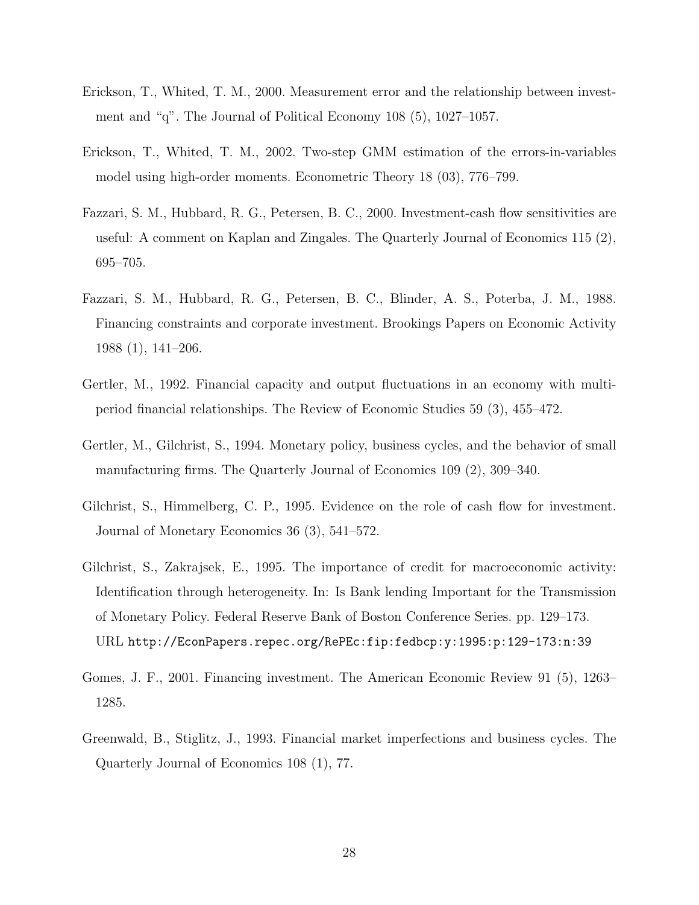Erickson, T., Whited, T. M., 2000. Measurement error and the relationship between investment and "q". The Journal of Political Economy 108 (5), 1027–1057.

Erickson, T., Whited, T. M., 2002. Two-step GMM estimation of the errors-in-variables model using high-order moments. Econometric Theory 18 (03), 776–799.

Fazzari, S. M., Hubbard, R. G., Petersen, B. C., 2000. Investment-cash flow sensitivities are useful: A comment on Kaplan and Zingales. The Quarterly Journal of Economics 115 (2), 695–705.

Fazzari, S. M., Hubbard, R. G., Petersen, B. C., Blinder, A. S., Poterba, J. M., 1988. Financing constraints and corporate investment. Brookings Papers on Economic Activity 1988 (1), 141–206.

Gertler, M., 1992. Financial capacity and output fluctuations in an economy with multi-period financial relationships. The Review of Economic Studies 59 (3), 455–472.

Gertler, M., Gilchrist, S., 1994. Monetary policy, business cycles, and the behavior of small manufacturing firms. The Quarterly Journal of Economics 109 (2), 309–340.

Gilchrist, S., Himmelberg, C. P., 1995. Evidence on the role of cash flow for investment. Journal of Monetary Economics 36 (3), 541–572.

Gilchrist, S., Zakrajsek, E., 1995. The importance of credit for macroeconomic activity: Identification through heterogeneity. In: Is Bank lending Important for the Transmission of Monetary Policy. Federal Reserve Bank of Boston Conference Series. pp. 129–173. URL http://EconPapers.repec.org/RePEc:fip:fedbcp:y:1995:p:129-173:n:39

Gomes, J. F., 2001. Financing investment. The American Economic Review 91 (5), 1263–1285.

Greenwald, B., Stiglitz, J., 1993. Financial market imperfections and business cycles. The Quarterly Journal of Economics 108 (1), 77.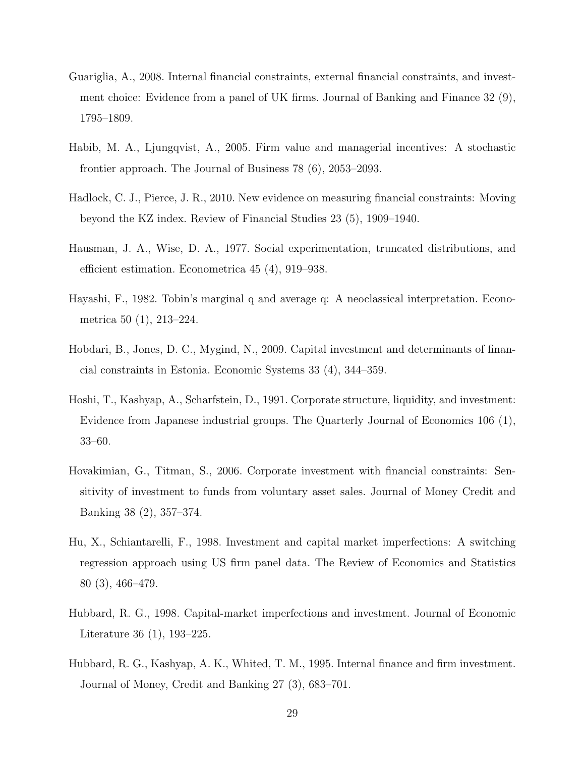Guariglia, A., 2008. Internal financial constraints, external financial constraints, and investment choice: Evidence from a panel of UK firms. Journal of Banking and Finance 32 (9), 1795–1809.

Habib, M. A., Ljungqvist, A., 2005. Firm value and managerial incentives: A stochastic frontier approach. The Journal of Business 78 (6), 2053–2093.

Hadlock, C. J., Pierce, J. R., 2010. New evidence on measuring financial constraints: Moving beyond the KZ index. Review of Financial Studies 23 (5), 1909–1940.

Hausman, J. A., Wise, D. A., 1977. Social experimentation, truncated distributions, and efficient estimation. Econometrica 45 (4), 919–938.

Hayashi, F., 1982. Tobin's marginal q and average q: A neoclassical interpretation. Econometrica 50 (1), 213–224.

Hobdari, B., Jones, D. C., Mygind, N., 2009. Capital investment and determinants of financial constraints in Estonia. Economic Systems 33 (4), 344–359.

Hoshi, T., Kashyap, A., Scharfstein, D., 1991. Corporate structure, liquidity, and investment: Evidence from Japanese industrial groups. The Quarterly Journal of Economics 106 (1), 33–60.

Hovakimian, G., Titman, S., 2006. Corporate investment with financial constraints: Sensitivity of investment to funds from voluntary asset sales. Journal of Money Credit and Banking 38 (2), 357–374.

Hu, X., Schiantarelli, F., 1998. Investment and capital market imperfections: A switching regression approach using US firm panel data. The Review of Economics and Statistics 80 (3), 466–479.

Hubbard, R. G., 1998. Capital-market imperfections and investment. Journal of Economic Literature 36 (1), 193–225.

Hubbard, R. G., Kashyap, A. K., Whited, T. M., 1995. Internal finance and firm investment. Journal of Money, Credit and Banking 27 (3), 683–701.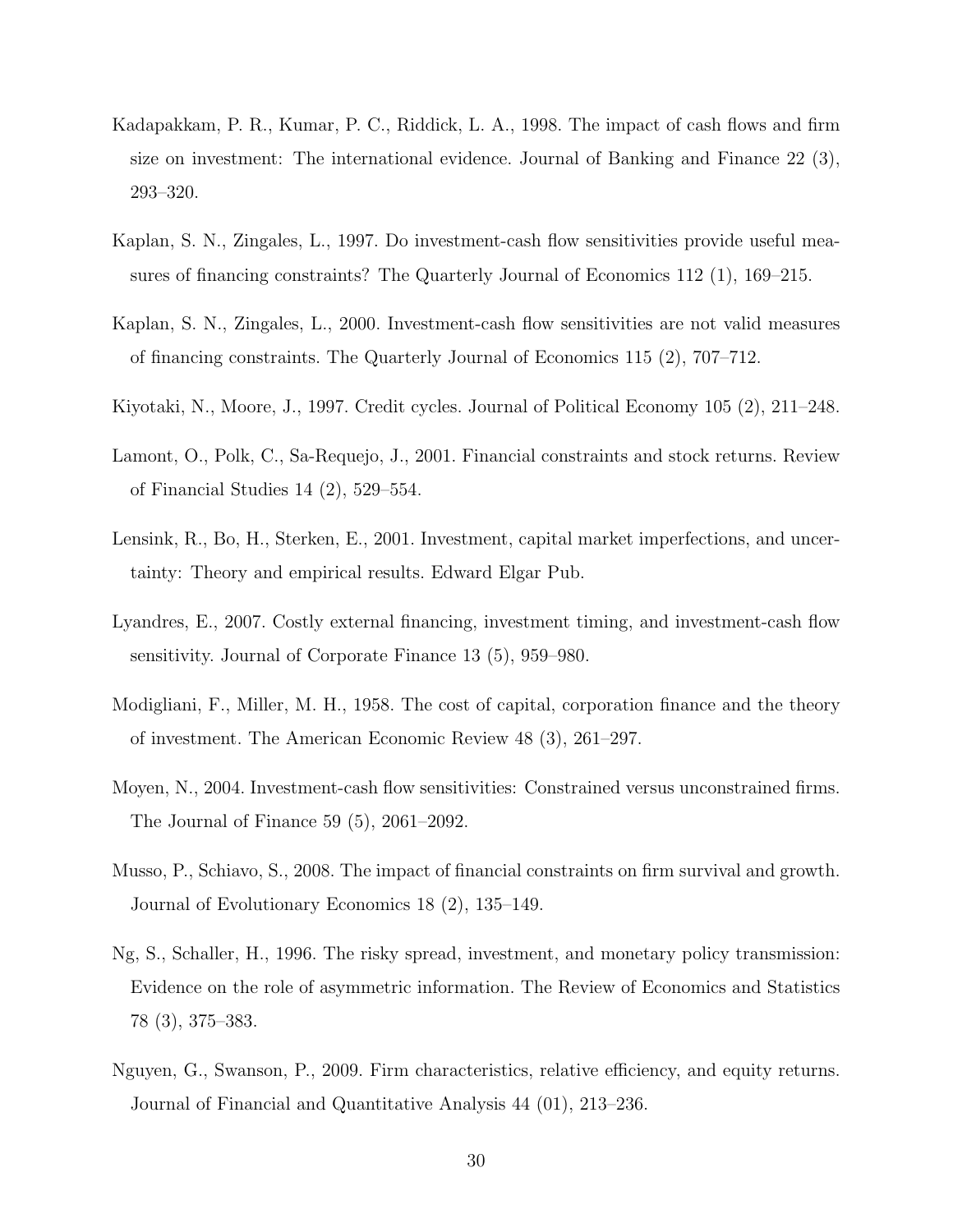Kadapakkam, P. R., Kumar, P. C., Riddick, L. A., 1998. The impact of cash flows and firm size on investment: The international evidence. Journal of Banking and Finance 22 (3), 293–320.

Kaplan, S. N., Zingales, L., 1997. Do investment-cash flow sensitivities provide useful measures of financing constraints? The Quarterly Journal of Economics 112 (1), 169–215.

Kaplan, S. N., Zingales, L., 2000. Investment-cash flow sensitivities are not valid measures of financing constraints. The Quarterly Journal of Economics 115 (2), 707–712.

Kiyotaki, N., Moore, J., 1997. Credit cycles. Journal of Political Economy 105 (2), 211–248.

Lamont, O., Polk, C., Sa-Requejo, J., 2001. Financial constraints and stock returns. Review of Financial Studies 14 (2), 529–554.

Lensink, R., Bo, H., Sterken, E., 2001. Investment, capital market imperfections, and uncertainty: Theory and empirical results. Edward Elgar Pub.

Lyandres, E., 2007. Costly external financing, investment timing, and investment-cash flow sensitivity. Journal of Corporate Finance 13 (5), 959–980.

Modigliani, F., Miller, M. H., 1958. The cost of capital, corporation finance and the theory of investment. The American Economic Review 48 (3), 261–297.

Moyen, N., 2004. Investment-cash flow sensitivities: Constrained versus unconstrained firms. The Journal of Finance 59 (5), 2061–2092.

Musso, P., Schiavo, S., 2008. The impact of financial constraints on firm survival and growth. Journal of Evolutionary Economics 18 (2), 135–149.

Ng, S., Schaller, H., 1996. The risky spread, investment, and monetary policy transmission: Evidence on the role of asymmetric information. The Review of Economics and Statistics 78 (3), 375–383.

Nguyen, G., Swanson, P., 2009. Firm characteristics, relative efficiency, and equity returns. Journal of Financial and Quantitative Analysis 44 (01), 213–236.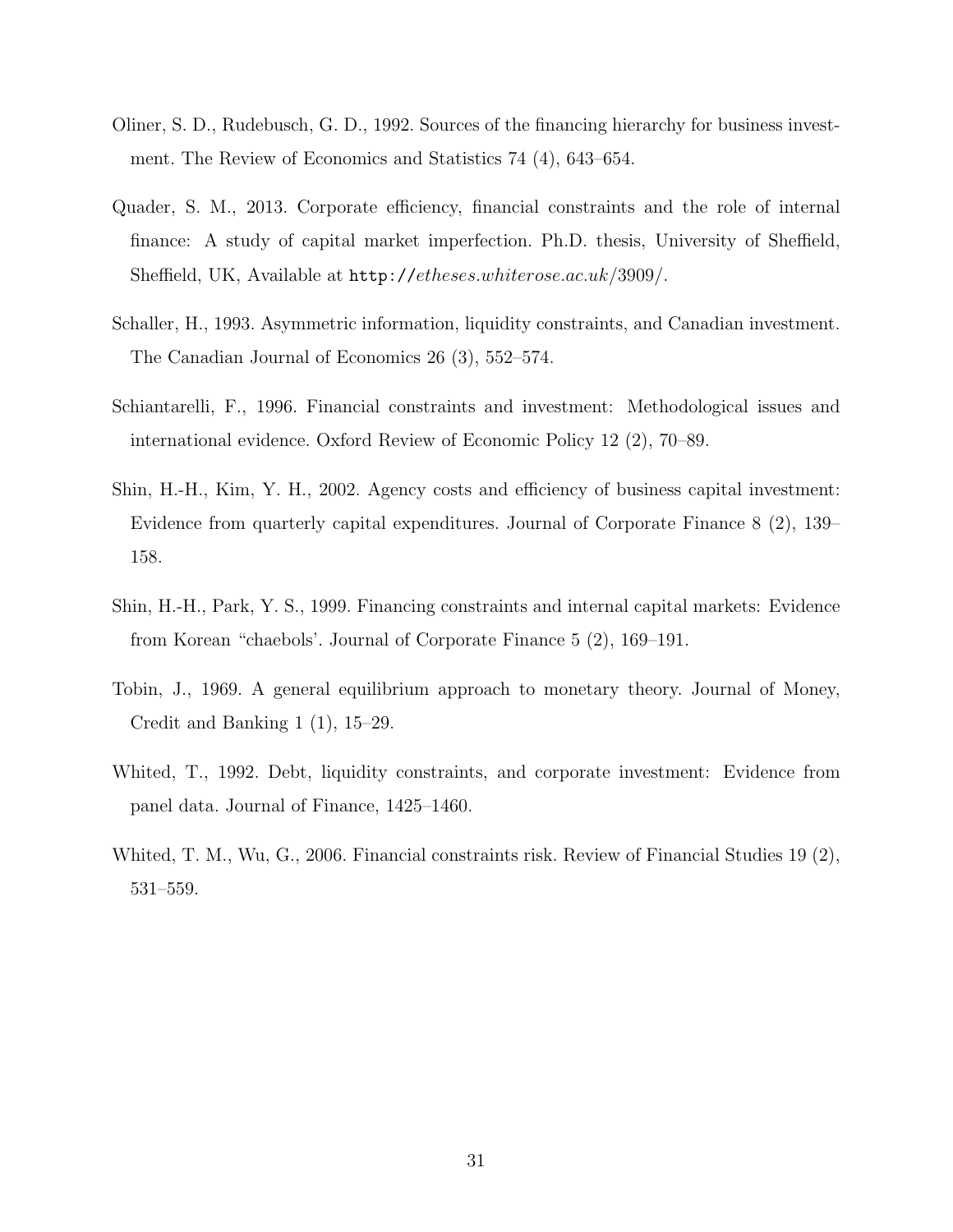Oliner, S. D., Rudebusch, G. D., 1992. Sources of the financing hierarchy for business investment. The Review of Economics and Statistics 74 (4), 643–654.

Quader, S. M., 2013. Corporate efficiency, financial constraints and the role of internal finance: A study of capital market imperfection. Ph.D. thesis, University of Sheffield, Sheffield, UK, Available at http://*etheses.whiterose.ac.uk*/3909/.

Schaller, H., 1993. Asymmetric information, liquidity constraints, and Canadian investment. The Canadian Journal of Economics 26 (3), 552–574.

Schiantarelli, F., 1996. Financial constraints and investment: Methodological issues and international evidence. Oxford Review of Economic Policy 12 (2), 70–89.

Shin, H.-H., Kim, Y. H., 2002. Agency costs and efficiency of business capital investment: Evidence from quarterly capital expenditures. Journal of Corporate Finance 8 (2), 139–158.

Shin, H.-H., Park, Y. S., 1999. Financing constraints and internal capital markets: Evidence from Korean "chaebols'. Journal of Corporate Finance 5 (2), 169–191.

Tobin, J., 1969. A general equilibrium approach to monetary theory. Journal of Money, Credit and Banking 1 (1), 15–29.

Whited, T., 1992. Debt, liquidity constraints, and corporate investment: Evidence from panel data. Journal of Finance, 1425–1460.

Whited, T. M., Wu, G., 2006. Financial constraints risk. Review of Financial Studies 19 (2), 531–559.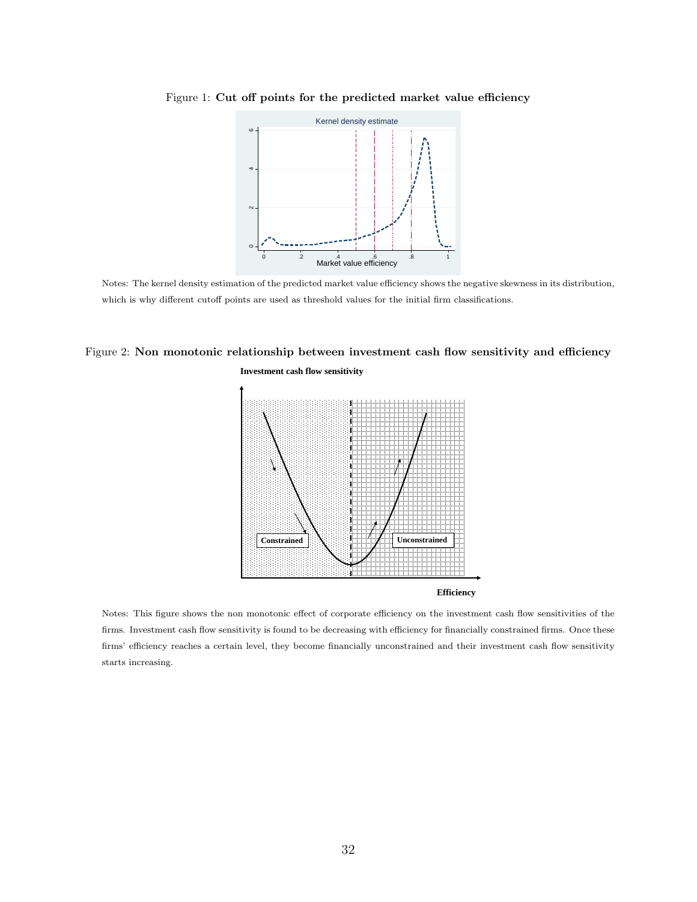Figure 1: **Cut off points for the predicted market value efficiency**

Notes: The kernel density estimation of the predicted market value efficiency shows the negative skewness in its distribution, which is why different cutoff points are used as threshold values for the initial firm classifications.

Figure 2: **Non monotonic relationship between investment cash flow sensitivity and efficiency**

Notes: This figure shows the non monotonic effect of corporate efficiency on the investment cash flow sensitivities of the firms. Investment cash flow sensitivity is found to be decreasing with efficiency for financially constrained firms. Once these firms' efficiency reaches a certain level, they become financially unconstrained and their investment cash flow sensitivity starts increasing.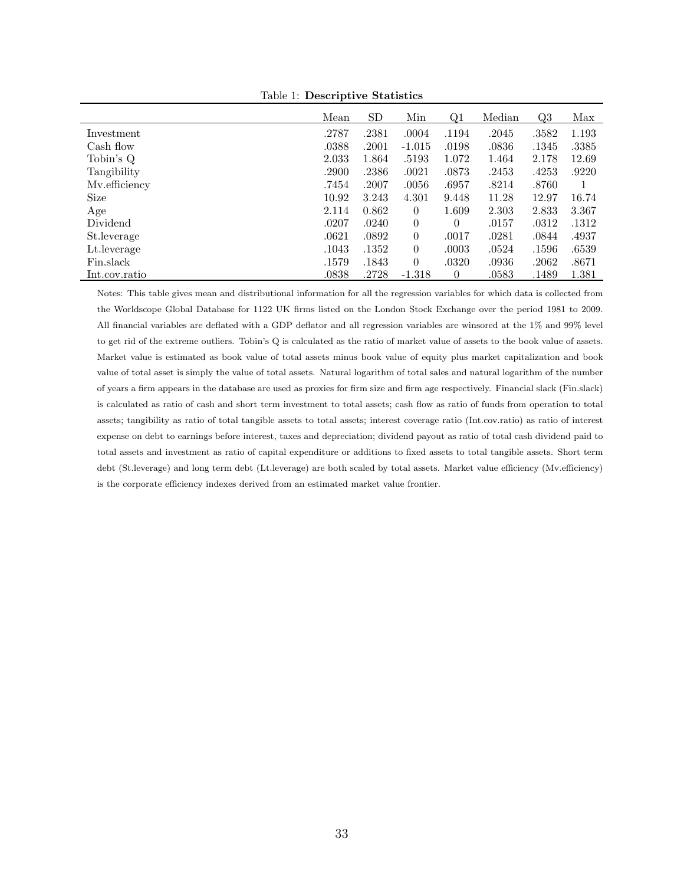Table 1: **Descriptive Statistics**

| | Mean | SD | Min | Q1 | Median | Q3 | Max |
|---|---|---|---|---|---|---|---|
| Investment | .2787 | .2381 | .0004 | .1194 | .2045 | .3582 | 1.193 |
| Cash flow | .0388 | .2001 | -1.015 | .0198 | .0836 | .1345 | .3385 |
| Tobin's Q | 2.033 | 1.864 | .5193 | 1.072 | 1.464 | 2.178 | 12.69 |
| Tangibility | .2900 | .2386 | .0021 | .0873 | .2453 | .4253 | .9220 |
| Mv.efficiency | .7454 | .2007 | .0056 | .6957 | .8214 | .8760 | 1 |
| Size | 10.92 | 3.243 | 4.301 | 9.448 | 11.28 | 12.97 | 16.74 |
| Age | 2.114 | 0.862 | 0 | 1.609 | 2.303 | 2.833 | 3.367 |
| Dividend | .0207 | .0240 | 0 | 0 | .0157 | .0312 | .1312 |
| St.leverage | .0621 | .0892 | 0 | .0017 | .0281 | .0844 | .4937 |
| Lt.leverage | .1043 | .1352 | 0 | .0003 | .0524 | .1596 | .6539 |
| Fin.slack | .1579 | .1843 | 0 | .0320 | .0936 | .2062 | .8671 |
| Int.cov.ratio | .0838 | .2728 | -1.318 | 0 | .0583 | .1489 | 1.381 |

Notes: This table gives mean and distributional information for all the regression variables for which data is collected from the Worldscope Global Database for 1122 UK firms listed on the London Stock Exchange over the period 1981 to 2009. All financial variables are deflated with a GDP deflator and all regression variables are winsored at the 1% and 99% level to get rid of the extreme outliers. Tobin's Q is calculated as the ratio of market value of assets to the book value of assets. Market value is estimated as book value of total assets minus book value of equity plus market capitalization and book value of total asset is simply the value of total assets. Natural logarithm of total sales and natural logarithm of the number of years a firm appears in the database are used as proxies for firm size and firm age respectively. Financial slack (Fin.slack) is calculated as ratio of cash and short term investment to total assets; cash flow as ratio of funds from operation to total assets; tangibility as ratio of total tangible assets to total assets; interest coverage ratio (Int.cov.ratio) as ratio of interest expense on debt to earnings before interest, taxes and depreciation; dividend payout as ratio of total cash dividend paid to total assets and investment as ratio of capital expenditure or additions to fixed assets to total tangible assets. Short term debt (St.leverage) and long term debt (Lt.leverage) are both scaled by total assets. Market value efficiency (Mv.efficiency) is the corporate efficiency indexes derived from an estimated market value frontier.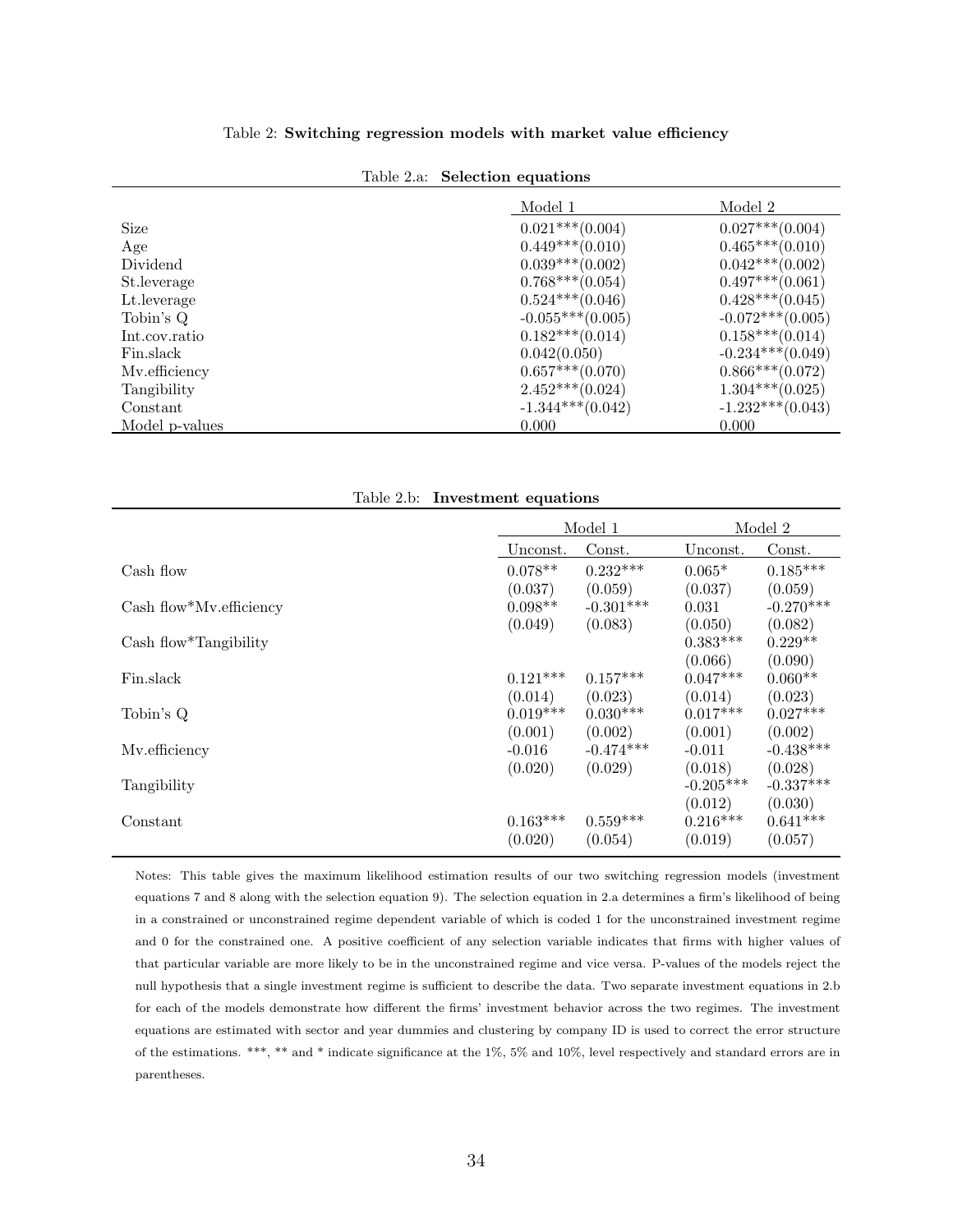Table 2: **Switching regression models with market value efficiency**

Table 2.a: **Selection equations**

| | Model 1 | Model 2 |
|---|---|---|
| Size | 0.021***(0.004) | 0.027***(0.004) |
| Age | 0.449***(0.010) | 0.465***(0.010) |
| Dividend | 0.039***(0.002) | 0.042***(0.002) |
| St.leverage | 0.768***(0.054) | 0.497***(0.061) |
| Lt.leverage | 0.524***(0.046) | 0.428***(0.045) |
| Tobin's Q | -0.055***(0.005) | -0.072***(0.005) |
| Int.cov.ratio | 0.182***(0.014) | 0.158***(0.014) |
| Fin.slack | 0.042(0.050) | -0.234***(0.049) |
| Mv.efficiency | 0.657***(0.070) | 0.866***(0.072) |
| Tangibility | 2.452***(0.024) | 1.304***(0.025) |
| Constant | -1.344***(0.042) | -1.232***(0.043) |
| Model p-values | 0.000 | 0.000 |

Table 2.b: **Investment equations**

| | Model 1 | | Model 2 | |
|---|---|---|---|---|
| | Unconst. | Const. | Unconst. | Const. |
| Cash flow | 0.078** | 0.232*** | 0.065* | 0.185*** |
| | (0.037) | (0.059) | (0.037) | (0.059) |
| Cash flow*Mv.efficiency | 0.098** | -0.301*** | 0.031 | -0.270*** |
| | (0.049) | (0.083) | (0.050) | (0.082) |
| Cash flow*Tangibility | | | 0.383*** | 0.229** |
| | | | (0.066) | (0.090) |
| Fin.slack | 0.121*** | 0.157*** | 0.047*** | 0.060** |
| | (0.014) | (0.023) | (0.014) | (0.023) |
| Tobin's Q | 0.019*** | 0.030*** | 0.017*** | 0.027*** |
| | (0.001) | (0.002) | (0.001) | (0.002) |
| Mv.efficiency | -0.016 | -0.474*** | -0.011 | -0.438*** |
| | (0.020) | (0.029) | (0.018) | (0.028) |
| Tangibility | | | -0.205*** | -0.337*** |
| | | | (0.012) | (0.030) |
| Constant | 0.163*** | 0.559*** | 0.216*** | 0.641*** |
| | (0.020) | (0.054) | (0.019) | (0.057) |

Notes: This table gives the maximum likelihood estimation results of our two switching regression models (investment equations 7 and 8 along with the selection equation 9). The selection equation in 2.a determines a firm's likelihood of being in a constrained or unconstrained regime dependent variable of which is coded 1 for the unconstrained investment regime and 0 for the constrained one. A positive coefficient of any selection variable indicates that firms with higher values of that particular variable are more likely to be in the unconstrained regime and vice versa. P-values of the models reject the null hypothesis that a single investment regime is sufficient to describe the data. Two separate investment equations in 2.b for each of the models demonstrate how different the firms' investment behavior across the two regimes. The investment equations are estimated with sector and year dummies and clustering by company ID is used to correct the error structure of the estimations. ***, ** and * indicate significance at the 1%, 5% and 10%, level respectively and standard errors are in parentheses.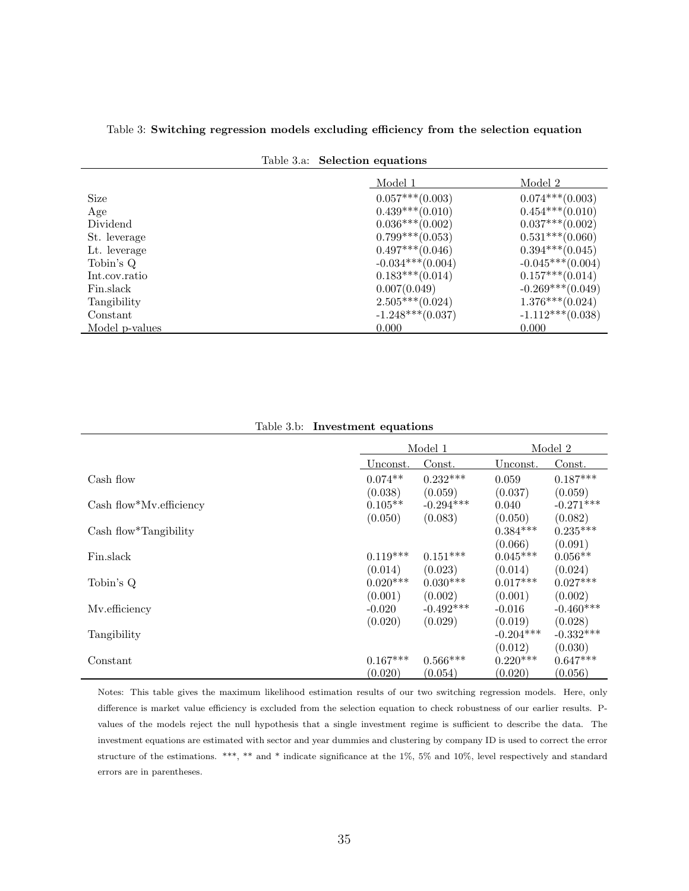Table 3: **Switching regression models excluding efficiency from the selection equation**

Table 3.a: **Selection equations**

| | Model 1 | Model 2 |
|---|---|---|
| Size | 0.057***(0.003) | 0.074***(0.003) |
| Age | 0.439***(0.010) | 0.454***(0.010) |
| Dividend | 0.036***(0.002) | 0.037***(0.002) |
| St. leverage | 0.799***(0.053) | 0.531***(0.060) |
| Lt. leverage | 0.497***(0.046) | 0.394***(0.045) |
| Tobin's Q | -0.034***(0.004) | -0.045***(0.004) |
| Int.cov.ratio | 0.183***(0.014) | 0.157***(0.014) |
| Fin.slack | 0.007(0.049) | -0.269***(0.049) |
| Tangibility | 2.505***(0.024) | 1.376***(0.024) |
| Constant | -1.248***(0.037) | -1.112***(0.038) |
| Model p-values | 0.000 | 0.000 |

Table 3.b: **Investment equations**

| | Model 1 | | Model 2 | |
|---|---|---|---|---|
| | Unconst. | Const. | Unconst. | Const. |
| Cash flow | 0.074** | 0.232*** | 0.059 | 0.187*** |
| | (0.038) | (0.059) | (0.037) | (0.059) |
| Cash flow*Mv.efficiency | 0.105** | -0.294*** | 0.040 | -0.271*** |
| | (0.050) | (0.083) | (0.050) | (0.082) |
| Cash flow*Tangibility | | | 0.384*** | 0.235*** |
| | | | (0.066) | (0.091) |
| Fin.slack | 0.119*** | 0.151*** | 0.045*** | 0.056** |
| | (0.014) | (0.023) | (0.014) | (0.024) |
| Tobin's Q | 0.020*** | 0.030*** | 0.017*** | 0.027*** |
| | (0.001) | (0.002) | (0.001) | (0.002) |
| Mv.efficiency | -0.020 | -0.492*** | -0.016 | -0.460*** |
| | (0.020) | (0.029) | (0.019) | (0.028) |
| Tangibility | | | -0.204*** | -0.332*** |
| | | | (0.012) | (0.030) |
| Constant | 0.167*** | 0.566*** | 0.220*** | 0.647*** |
| | (0.020) | (0.054) | (0.020) | (0.056) |

Notes: This table gives the maximum likelihood estimation results of our two switching regression models. Here, only difference is market value efficiency is excluded from the selection equation to check robustness of our earlier results. P-values of the models reject the null hypothesis that a single investment regime is sufficient to describe the data. The investment equations are estimated with sector and year dummies and clustering by company ID is used to correct the error structure of the estimations. ***, ** and * indicate significance at the 1%, 5% and 10%, level respectively and standard errors are in parentheses.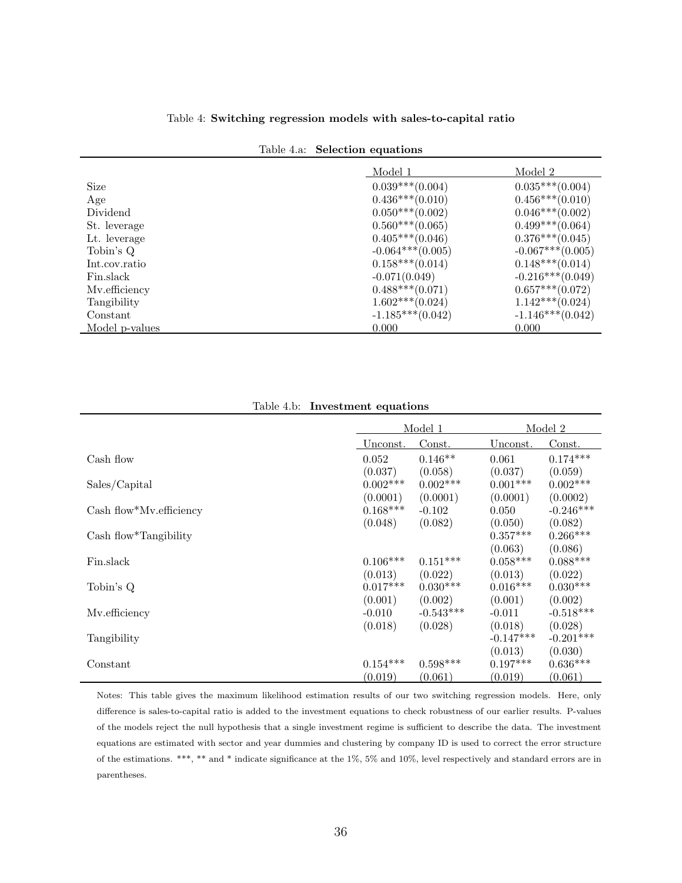Table 4: **Switching regression models with sales-to-capital ratio**

Table 4.a: **Selection equations**

| | Model 1 | Model 2 |
|---|---|---|
| Size | 0.039***(0.004) | 0.035***(0.004) |
| Age | 0.436***(0.010) | 0.456***(0.010) |
| Dividend | 0.050***(0.002) | 0.046***(0.002) |
| St. leverage | 0.560***(0.065) | 0.499***(0.064) |
| Lt. leverage | 0.405***(0.046) | 0.376***(0.045) |
| Tobin's Q | -0.064***(0.005) | -0.067***(0.005) |
| Int.cov.ratio | 0.158***(0.014) | 0.148***(0.014) |
| Fin.slack | -0.071(0.049) | -0.216***(0.049) |
| Mv.efficiency | 0.488***(0.071) | 0.657***(0.072) |
| Tangibility | 1.602***(0.024) | 1.142***(0.024) |
| Constant | -1.185***(0.042) | -1.146***(0.042) |
| Model p-values | 0.000 | 0.000 |

Table 4.b: **Investment equations**

| | Model 1 | | Model 2 | |
|---|---|---|---|---|
| | Unconst. | Const. | Unconst. | Const. |
| Cash flow | 0.052 | 0.146** | 0.061 | 0.174*** |
| | (0.037) | (0.058) | (0.037) | (0.059) |
| Sales/Capital | 0.002*** | 0.002*** | 0.001*** | 0.002*** |
| | (0.0001) | (0.0001) | (0.0001) | (0.0002) |
| Cash flow*Mv.efficiency | 0.168*** | -0.102 | 0.050 | -0.246*** |
| | (0.048) | (0.082) | (0.050) | (0.082) |
| Cash flow*Tangibility | | | 0.357*** | 0.266*** |
| | | | (0.063) | (0.086) |
| Fin.slack | 0.106*** | 0.151*** | 0.058*** | 0.088*** |
| | (0.013) | (0.022) | (0.013) | (0.022) |
| Tobin's Q | 0.017*** | 0.030*** | 0.016*** | 0.030*** |
| | (0.001) | (0.002) | (0.001) | (0.002) |
| Mv.efficiency | -0.010 | -0.543*** | -0.011 | -0.518*** |
| | (0.018) | (0.028) | (0.018) | (0.028) |
| Tangibility | | | -0.147*** | -0.201*** |
| | | | (0.013) | (0.030) |
| Constant | 0.154*** | 0.598*** | 0.197*** | 0.636*** |
| | (0.019) | (0.061) | (0.019) | (0.061) |

Notes: This table gives the maximum likelihood estimation results of our two switching regression models. Here, only difference is sales-to-capital ratio is added to the investment equations to check robustness of our earlier results. P-values of the models reject the null hypothesis that a single investment regime is sufficient to describe the data. The investment equations are estimated with sector and year dummies and clustering by company ID is used to correct the error structure of the estimations. ***, ** and * indicate significance at the 1%, 5% and 10%, level respectively and standard errors are in parentheses.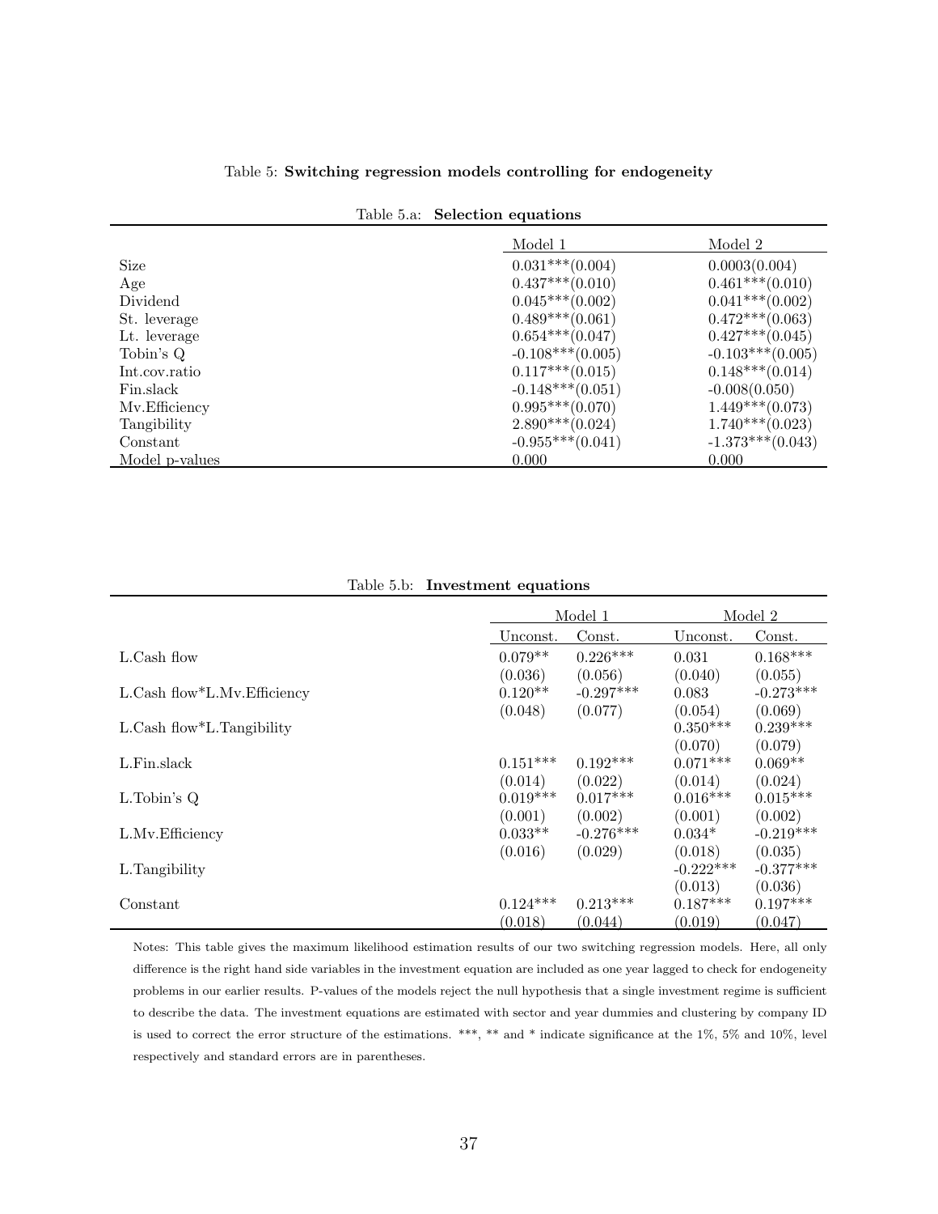Table 5: **Switching regression models controlling for endogeneity**

Table 5.a: **Selection equations**

| | Model 1 | Model 2 |
|---|---|---|
| Size | 0.031***(0.004) | 0.0003(0.004) |
| Age | 0.437***(0.010) | 0.461***(0.010) |
| Dividend | 0.045***(0.002) | 0.041***(0.002) |
| St. leverage | 0.489***(0.061) | 0.472***(0.063) |
| Lt. leverage | 0.654***(0.047) | 0.427***(0.045) |
| Tobin's Q | -0.108***(0.005) | -0.103***(0.005) |
| Int.cov.ratio | 0.117***(0.015) | 0.148***(0.014) |
| Fin.slack | -0.148***(0.051) | -0.008(0.050) |
| Mv.Efficiency | 0.995***(0.070) | 1.449***(0.073) |
| Tangibility | 2.890***(0.024) | 1.740***(0.023) |
| Constant | -0.955***(0.041) | -1.373***(0.043) |
| Model p-values | 0.000 | 0.000 |

Table 5.b: **Investment equations**

| | Model 1 | | Model 2 | |
|---|---|---|---|---|
| | Unconst. | Const. | Unconst. | Const. |
| L.Cash flow | 0.079** | 0.226*** | 0.031 | 0.168*** |
| | (0.036) | (0.056) | (0.040) | (0.055) |
| L.Cash flow*L.Mv.Efficiency | 0.120** | -0.297*** | 0.083 | -0.273*** |
| | (0.048) | (0.077) | (0.054) | (0.069) |
| L.Cash flow*L.Tangibility | | | 0.350*** | 0.239*** |
| | | | (0.070) | (0.079) |
| L.Fin.slack | 0.151*** | 0.192*** | 0.071*** | 0.069** |
| | (0.014) | (0.022) | (0.014) | (0.024) |
| L.Tobin's Q | 0.019*** | 0.017*** | 0.016*** | 0.015*** |
| | (0.001) | (0.002) | (0.001) | (0.002) |
| L.Mv.Efficiency | 0.033** | -0.276*** | 0.034* | -0.219*** |
| | (0.016) | (0.029) | (0.018) | (0.035) |
| L.Tangibility | | | -0.222*** | -0.377*** |
| | | | (0.013) | (0.036) |
| Constant | 0.124*** | 0.213*** | 0.187*** | 0.197*** |
| | (0.018) | (0.044) | (0.019) | (0.047) |

Notes: This table gives the maximum likelihood estimation results of our two switching regression models. Here, all only difference is the right hand side variables in the investment equation are included as one year lagged to check for endogeneity problems in our earlier results. P-values of the models reject the null hypothesis that a single investment regime is sufficient to describe the data. The investment equations are estimated with sector and year dummies and clustering by company ID is used to correct the error structure of the estimations. ***, ** and * indicate significance at the 1%, 5% and 10%, level respectively and standard errors are in parentheses.